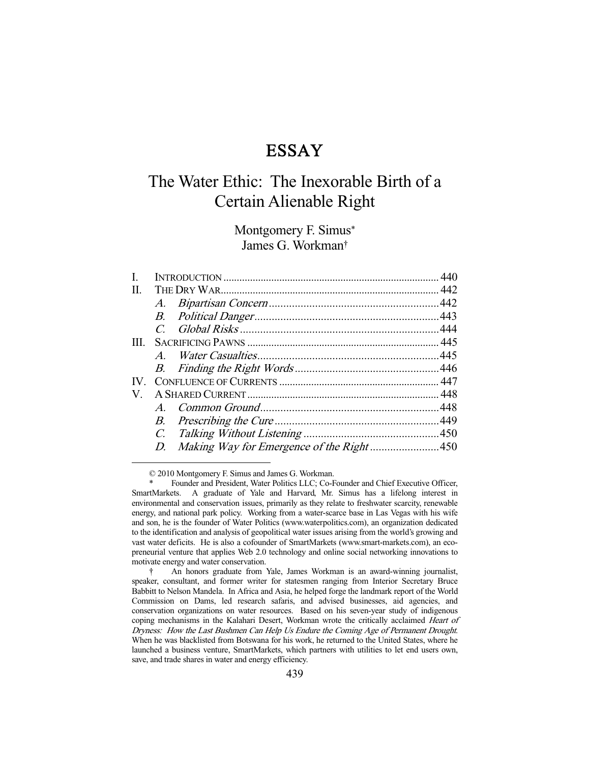# ESSAY

## The Water Ethic: The Inexorable Birth of a Certain Alienable Right

Montgomery F. Simus*
James G. Workman†

| | | |
|---|---|---|
| I. | INTRODUCTION | 440 |
| II. | THE DRY WAR | 442 |
| | *A. Bipartisan Concern* | 442 |
| | *B. Political Danger* | 443 |
| | *C. Global Risks* | 444 |
| III. | SACRIFICING PAWNS | 445 |
| | *A. Water Casualties* | 445 |
| | *B. Finding the Right Words* | 446 |
| IV. | CONFLUENCE OF CURRENTS | 447 |
| V. | A SHARED CURRENT | 448 |
| | *A. Common Ground* | 448 |
| | *B. Prescribing the Cure* | 449 |
| | *C. Talking Without Listening* | 450 |
| | *D. Making Way for Emergence of the Right* | 450 |

---

© 2010 Montgomery F. Simus and James G. Workman.

\* Founder and President, Water Politics LLC; Co-Founder and Chief Executive Officer, SmartMarkets. A graduate of Yale and Harvard, Mr. Simus has a lifelong interest in environmental and conservation issues, primarily as they relate to freshwater scarcity, renewable energy, and national park policy. Working from a water-scarce base in Las Vegas with his wife and son, he is the founder of Water Politics (www.waterpolitics.com), an organization dedicated to the identification and analysis of geopolitical water issues arising from the world's growing and vast water deficits. He is also a cofounder of SmartMarkets (www.smart-markets.com), an eco-preneurial venture that applies Web 2.0 technology and online social networking innovations to motivate energy and water conservation.

† An honors graduate from Yale, James Workman is an award-winning journalist, speaker, consultant, and former writer for statesmen ranging from Interior Secretary Bruce Babbitt to Nelson Mandela. In Africa and Asia, he helped forge the landmark report of the World Commission on Dams, led research safaris, and advised businesses, aid agencies, and conservation organizations on water resources. Based on his seven-year study of indigenous coping mechanisms in the Kalahari Desert, Workman wrote the critically acclaimed *Heart of Dryness: How the Last Bushmen Can Help Us Endure the Coming Age of Permanent Drought*. When he was blacklisted from Botswana for his work, he returned to the United States, where he launched a business venture, SmartMarkets, which partners with utilities to let end users own, save, and trade shares in water and energy efficiency.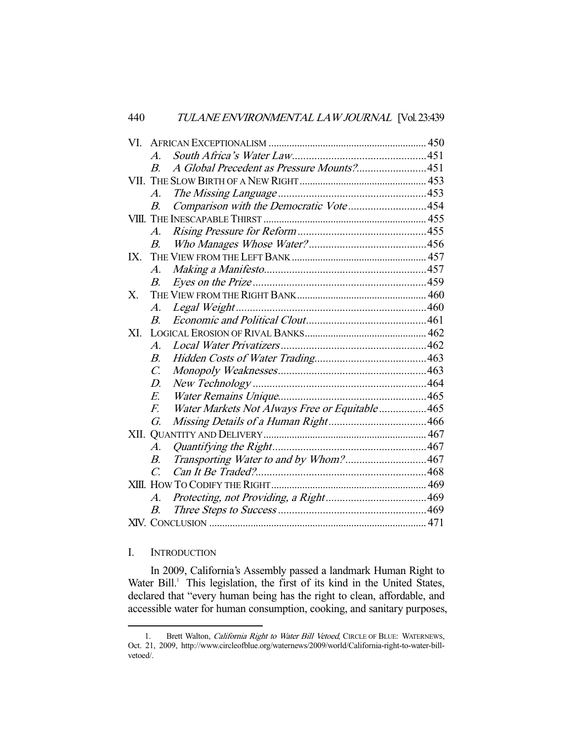| | | |
|---|---|---|
| VI. | AFRICAN EXCEPTIONALISM | 450 |
| | *A. South Africa's Water Law* | 451 |
| | *B. A Global Precedent as Pressure Mounts?* | 451 |
| VII. | THE SLOW BIRTH OF A NEW RIGHT | 453 |
| | *A. The Missing Language* | 453 |
| | *B. Comparison with the Democratic Vote* | 454 |
| VIII. | THE INESCAPABLE THIRST | 455 |
| | *A. Rising Pressure for Reform* | 455 |
| | *B. Who Manages Whose Water?* | 456 |
| IX. | THE VIEW FROM THE LEFT BANK | 457 |
| | *A. Making a Manifesto* | 457 |
| | *B. Eyes on the Prize* | 459 |
| X. | THE VIEW FROM THE RIGHT BANK | 460 |
| | *A. Legal Weight* | 460 |
| | *B. Economic and Political Clout* | 461 |
| XI. | LOGICAL EROSION OF RIVAL BANKS | 462 |
| | *A. Local Water Privatizers* | 462 |
| | *B. Hidden Costs of Water Trading* | 463 |
| | *C. Monopoly Weaknesses* | 463 |
| | *D. New Technology* | 464 |
| | *E. Water Remains Unique* | 465 |
| | *F. Water Markets Not Always Free or Equitable* | 465 |
| | *G. Missing Details of a Human Right* | 466 |
| XII. | QUANTITY AND DELIVERY | 467 |
| | *A. Quantifying the Right* | 467 |
| | *B. Transporting Water to and by Whom?* | 467 |
| | *C. Can It Be Traded?* | 468 |
| XIII. | HOW TO CODIFY THE RIGHT | 469 |
| | *A. Protecting, not Providing, a Right* | 469 |
| | *B. Three Steps to Success* | 469 |
| XIV. | CONCLUSION | 471 |

## I. INTRODUCTION

In 2009, California's Assembly passed a landmark Human Right to Water Bill.[1] This legislation, the first of its kind in the United States, declared that "every human being has the right to clean, affordable, and accessible water for human consumption, cooking, and sanitary purposes,

---

1. Brett Walton, *California Right to Water Bill Vetoed*, CIRCLE OF BLUE: WATERNEWS, Oct. 21, 2009, http://www.circleofblue.org/waternews/2009/world/California-right-to-water-bill-vetoed/.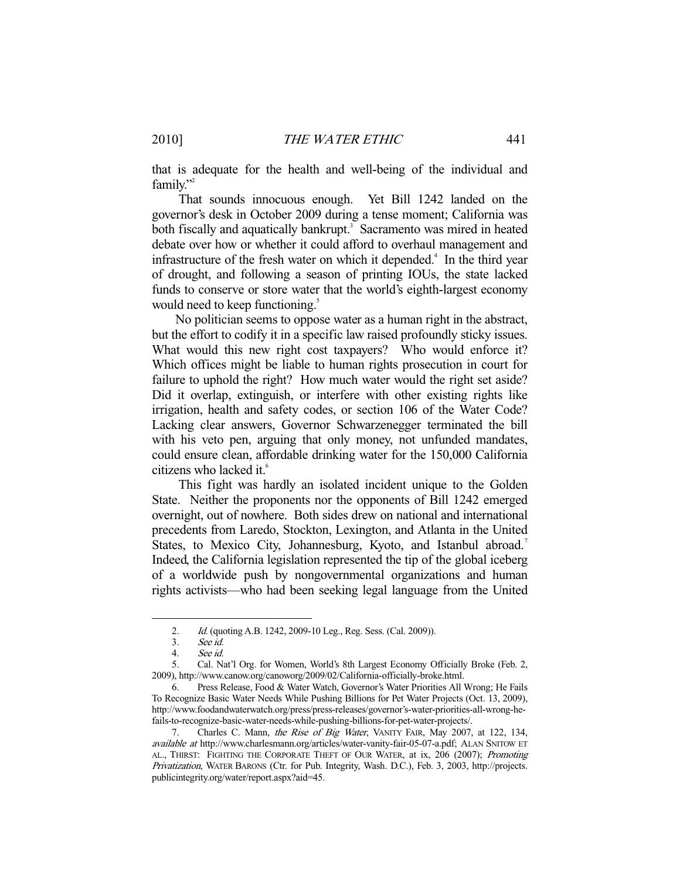that is adequate for the health and well-being of the individual and family."[2]

That sounds innocuous enough. Yet Bill 1242 landed on the governor's desk in October 2009 during a tense moment; California was both fiscally and aquatically bankrupt.[3] Sacramento was mired in heated debate over how or whether it could afford to overhaul management and infrastructure of the fresh water on which it depended.[4] In the third year of drought, and following a season of printing IOUs, the state lacked funds to conserve or store water that the world's eighth-largest economy would need to keep functioning.[5]

No politician seems to oppose water as a human right in the abstract, but the effort to codify it in a specific law raised profoundly sticky issues. What would this new right cost taxpayers? Who would enforce it? Which offices might be liable to human rights prosecution in court for failure to uphold the right? How much water would the right set aside? Did it overlap, extinguish, or interfere with other existing rights like irrigation, health and safety codes, or section 106 of the Water Code? Lacking clear answers, Governor Schwarzenegger terminated the bill with his veto pen, arguing that only money, not unfunded mandates, could ensure clean, affordable drinking water for the 150,000 California citizens who lacked it.[6]

This fight was hardly an isolated incident unique to the Golden State. Neither the proponents nor the opponents of Bill 1242 emerged overnight, out of nowhere. Both sides drew on national and international precedents from Laredo, Stockton, Lexington, and Atlanta in the United States, to Mexico City, Johannesburg, Kyoto, and Istanbul abroad.[7] Indeed, the California legislation represented the tip of the global iceberg of a worldwide push by nongovernmental organizations and human rights activists—who had been seeking legal language from the United

---

2. *Id.* (quoting A.B. 1242, 2009-10 Leg., Reg. Sess. (Cal. 2009)).

3. *See id.*

4. *See id.*

5. Cal. Nat'l Org. for Women, World's 8th Largest Economy Officially Broke (Feb. 2, 2009), http://www.canow.org/canoworg/2009/02/California-officially-broke.html.

6. Press Release, Food & Water Watch, Governor's Water Priorities All Wrong; He Fails To Recognize Basic Water Needs While Pushing Billions for Pet Water Projects (Oct. 13, 2009), http://www.foodandwaterwatch.org/press/press-releases/governor's-water-priorities-all-wrong-he-fails-to-recognize-basic-water-needs-while-pushing-billions-for-pet-water-projects/.

7. Charles C. Mann, *the Rise of Big Water*, VANITY FAIR, May 2007, at 122, 134, *available at* http://www.charlesmann.org/articles/water-vanity-fair-05-07-a.pdf; ALAN SNITOW ET AL., THIRST: FIGHTING THE CORPORATE THEFT OF OUR WATER, at ix, 206 (2007); *Promoting Privatization*, WATER BARONS (Ctr. for Pub. Integrity, Wash. D.C.), Feb. 3, 2003, http://projects.publicintegrity.org/water/report.aspx?aid=45.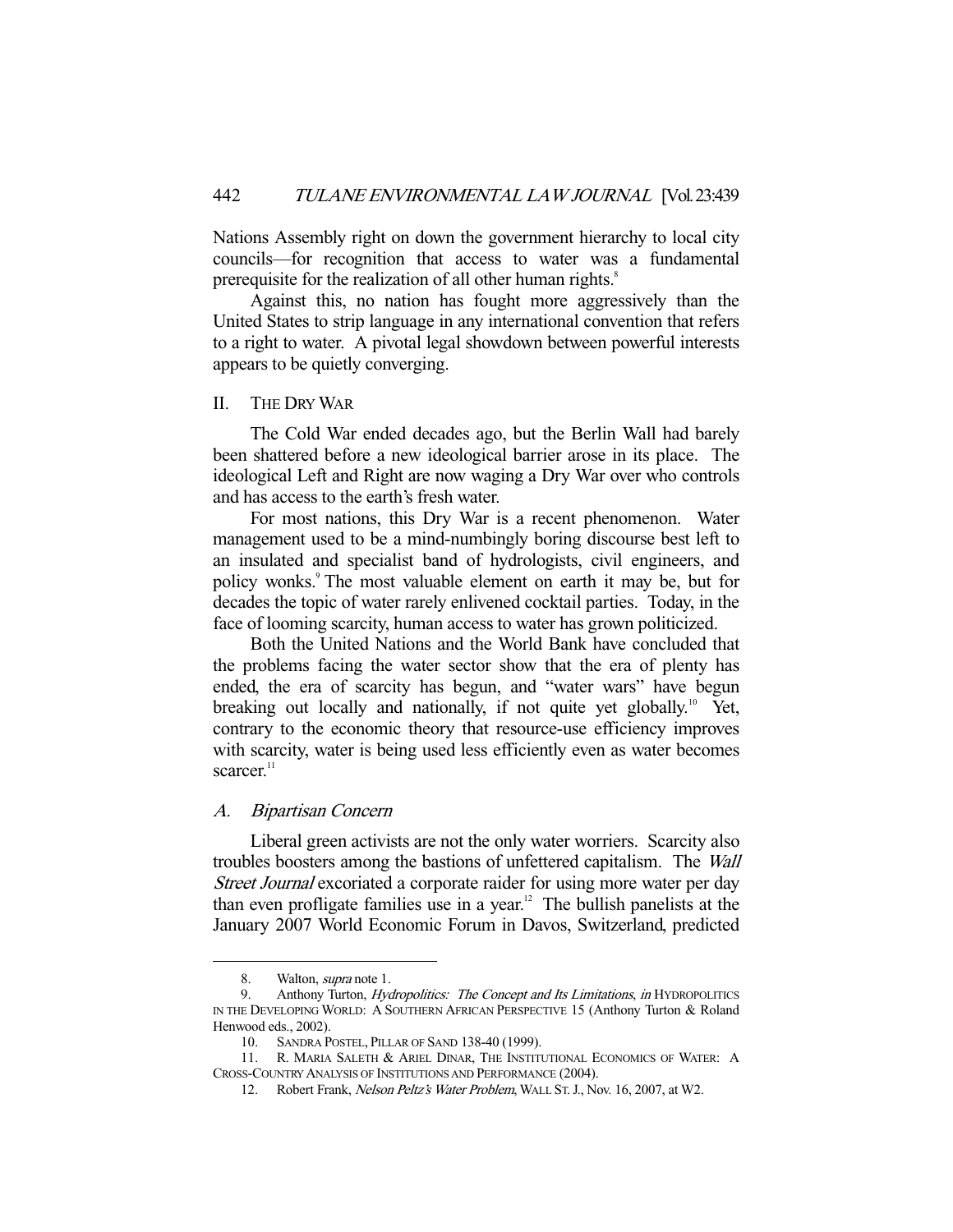Nations Assembly right on down the government hierarchy to local city councils—for recognition that access to water was a fundamental prerequisite for the realization of all other human rights.[8]

Against this, no nation has fought more aggressively than the United States to strip language in any international convention that refers to a right to water. A pivotal legal showdown between powerful interests appears to be quietly converging.

## II. The Dry War

The Cold War ended decades ago, but the Berlin Wall had barely been shattered before a new ideological barrier arose in its place. The ideological Left and Right are now waging a Dry War over who controls and has access to the earth's fresh water.

For most nations, this Dry War is a recent phenomenon. Water management used to be a mind-numbingly boring discourse best left to an insulated and specialist band of hydrologists, civil engineers, and policy wonks.[9] The most valuable element on earth it may be, but for decades the topic of water rarely enlivened cocktail parties. Today, in the face of looming scarcity, human access to water has grown politicized.

Both the United Nations and the World Bank have concluded that the problems facing the water sector show that the era of plenty has ended, the era of scarcity has begun, and "water wars" have begun breaking out locally and nationally, if not quite yet globally.[10] Yet, contrary to the economic theory that resource-use efficiency improves with scarcity, water is being used less efficiently even as water becomes scarcer.[11]

### A. *Bipartisan Concern*

Liberal green activists are not the only water worriers. Scarcity also troubles boosters among the bastions of unfettered capitalism. The *Wall Street Journal* excoriated a corporate raider for using more water per day than even profligate families use in a year.[12] The bullish panelists at the January 2007 World Economic Forum in Davos, Switzerland, predicted

---

8. Walton, *supra* note 1.

9. Anthony Turton, *Hydropolitics: The Concept and Its Limitations*, *in* HYDROPOLITICS IN THE DEVELOPING WORLD: A SOUTHERN AFRICAN PERSPECTIVE 15 (Anthony Turton & Roland Henwood eds., 2002).

10. SANDRA POSTEL, PILLAR OF SAND 138-40 (1999).

11. R. MARIA SALETH & ARIEL DINAR, THE INSTITUTIONAL ECONOMICS OF WATER: A CROSS-COUNTRY ANALYSIS OF INSTITUTIONS AND PERFORMANCE (2004).

12. Robert Frank, *Nelson Peltz's Water Problem*, WALL ST. J., Nov. 16, 2007, at W2.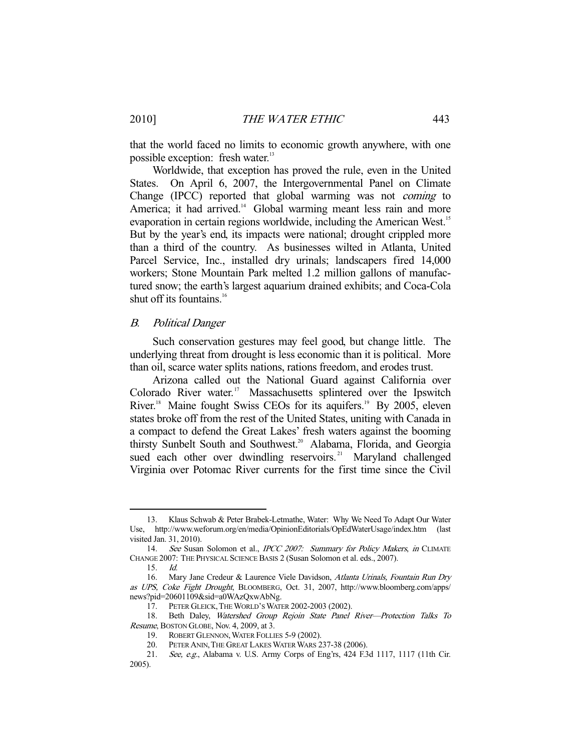that the world faced no limits to economic growth anywhere, with one possible exception: fresh water.[13]

Worldwide, that exception has proved the rule, even in the United States. On April 6, 2007, the Intergovernmental Panel on Climate Change (IPCC) reported that global warming was not *coming* to America; it had arrived.[14] Global warming meant less rain and more evaporation in certain regions worldwide, including the American West.[15] But by the year's end, its impacts were national; drought crippled more than a third of the country. As businesses wilted in Atlanta, United Parcel Service, Inc., installed dry urinals; landscapers fired 14,000 workers; Stone Mountain Park melted 1.2 million gallons of manufactured snow; the earth's largest aquarium drained exhibits; and Coca-Cola shut off its fountains.[16]

### *B. Political Danger*

Such conservation gestures may feel good, but change little. The underlying threat from drought is less economic than it is political. More than oil, scarce water splits nations, rations freedom, and erodes trust.

Arizona called out the National Guard against California over Colorado River water.[17] Massachusetts splintered over the Ipswitch River.[18] Maine fought Swiss CEOs for its aquifers.[19] By 2005, eleven states broke off from the rest of the United States, uniting with Canada in a compact to defend the Great Lakes' fresh waters against the booming thirsty Sunbelt South and Southwest.[20] Alabama, Florida, and Georgia sued each other over dwindling reservoirs.[21] Maryland challenged Virginia over Potomac River currents for the first time since the Civil

---

13. Klaus Schwab & Peter Brabek-Letmathe, Water: Why We Need To Adapt Our Water Use, http://www.weforum.org/en/media/OpinionEditorials/OpEdWaterUsage/index.htm (last visited Jan. 31, 2010).

14. *See* Susan Solomon et al., *IPCC 2007: Summary for Policy Makers*, *in* CLIMATE CHANGE 2007: THE PHYSICAL SCIENCE BASIS 2 (Susan Solomon et al. eds., 2007).

15. *Id.*

16. Mary Jane Credeur & Laurence Viele Davidson, *Atlanta Urinals, Fountain Run Dry as UPS, Coke Fight Drought*, BLOOMBERG, Oct. 31, 2007, http://www.bloomberg.com/apps/news?pid=20601109&sid=a0WAzQxwAbNg.

17. PETER GLEICK, THE WORLD'S WATER 2002-2003 (2002).

18. Beth Daley, *Watershed Group Rejoin State Panel River—Protection Talks To Resume*, BOSTON GLOBE, Nov. 4, 2009, at 3.

19. ROBERT GLENNON, WATER FOLLIES 5-9 (2002).

20. PETER ANIN, THE GREAT LAKES WATER WARS 237-38 (2006).

21. *See, e.g.*, Alabama v. U.S. Army Corps of Eng'rs, 424 F.3d 1117, 1117 (11th Cir. 2005).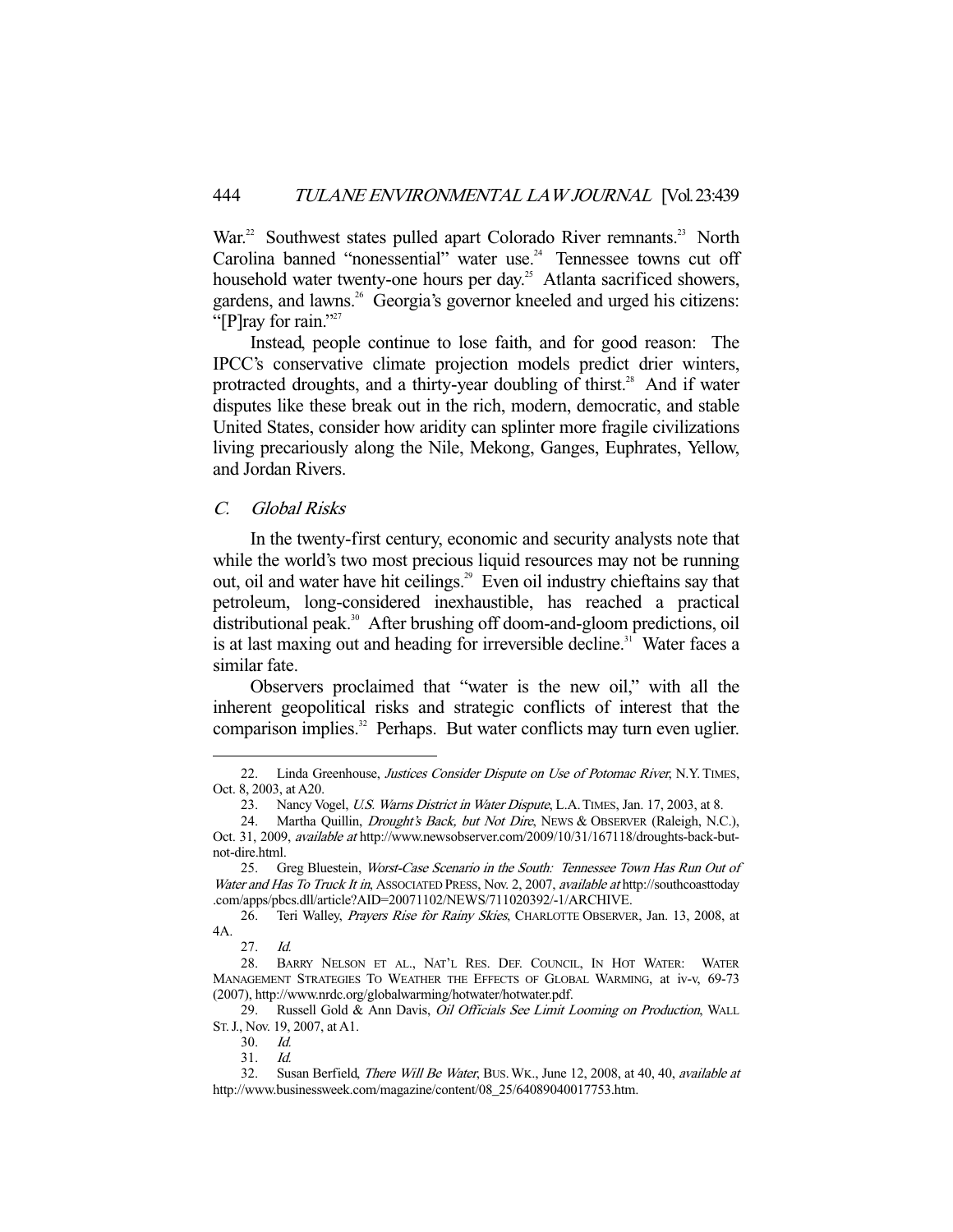War.[22] Southwest states pulled apart Colorado River remnants.[23] North Carolina banned "nonessential" water use.[24] Tennessee towns cut off household water twenty-one hours per day.[25] Atlanta sacrificed showers, gardens, and lawns.[26] Georgia's governor kneeled and urged his citizens: "[P]ray for rain."[27]

Instead, people continue to lose faith, and for good reason: The IPCC's conservative climate projection models predict drier winters, protracted droughts, and a thirty-year doubling of thirst.[28] And if water disputes like these break out in the rich, modern, democratic, and stable United States, consider how aridity can splinter more fragile civilizations living precariously along the Nile, Mekong, Ganges, Euphrates, Yellow, and Jordan Rivers.

### *C. Global Risks*

In the twenty-first century, economic and security analysts note that while the world's two most precious liquid resources may not be running out, oil and water have hit ceilings.[29] Even oil industry chieftains say that petroleum, long-considered inexhaustible, has reached a practical distributional peak.[30] After brushing off doom-and-gloom predictions, oil is at last maxing out and heading for irreversible decline.[31] Water faces a similar fate.

Observers proclaimed that "water is the new oil," with all the inherent geopolitical risks and strategic conflicts of interest that the comparison implies.[32] Perhaps. But water conflicts may turn even uglier.

---

22. Linda Greenhouse, *Justices Consider Dispute on Use of Potomac River*, N.Y. TIMES, Oct. 8, 2003, at A20.

23. Nancy Vogel, *U.S. Warns District in Water Dispute*, L.A. TIMES, Jan. 17, 2003, at 8.

24. Martha Quillin, *Drought's Back, but Not Dire*, NEWS & OBSERVER (Raleigh, N.C.), Oct. 31, 2009, *available at* http://www.newsobserver.com/2009/10/31/167118/droughts-back-but-not-dire.html.

25. Greg Bluestein, *Worst-Case Scenario in the South: Tennessee Town Has Run Out of Water and Has To Truck It in*, ASSOCIATED PRESS, Nov. 2, 2007, *available at* http://southcoasttoday.com/apps/pbcs.dll/article?AID=20071102/NEWS/711020392/-1/ARCHIVE.

26. Teri Walley, *Prayers Rise for Rainy Skies*, CHARLOTTE OBSERVER, Jan. 13, 2008, at 4A.

27. *Id.*

28. BARRY NELSON ET AL., NAT'L RES. DEF. COUNCIL, IN HOT WATER: WATER MANAGEMENT STRATEGIES TO WEATHER THE EFFECTS OF GLOBAL WARMING, at iv-v, 69-73 (2007), http://www.nrdc.org/globalwarming/hotwater/hotwater.pdf.

29. Russell Gold & Ann Davis, *Oil Officials See Limit Looming on Production*, WALL ST. J., Nov. 19, 2007, at A1.

30. *Id.*

31. *Id.*

32. Susan Berfield, *There Will Be Water*, BUS. WK., June 12, 2008, at 40, 40, *available at* http://www.businessweek.com/magazine/content/08_25/64089040017753.htm.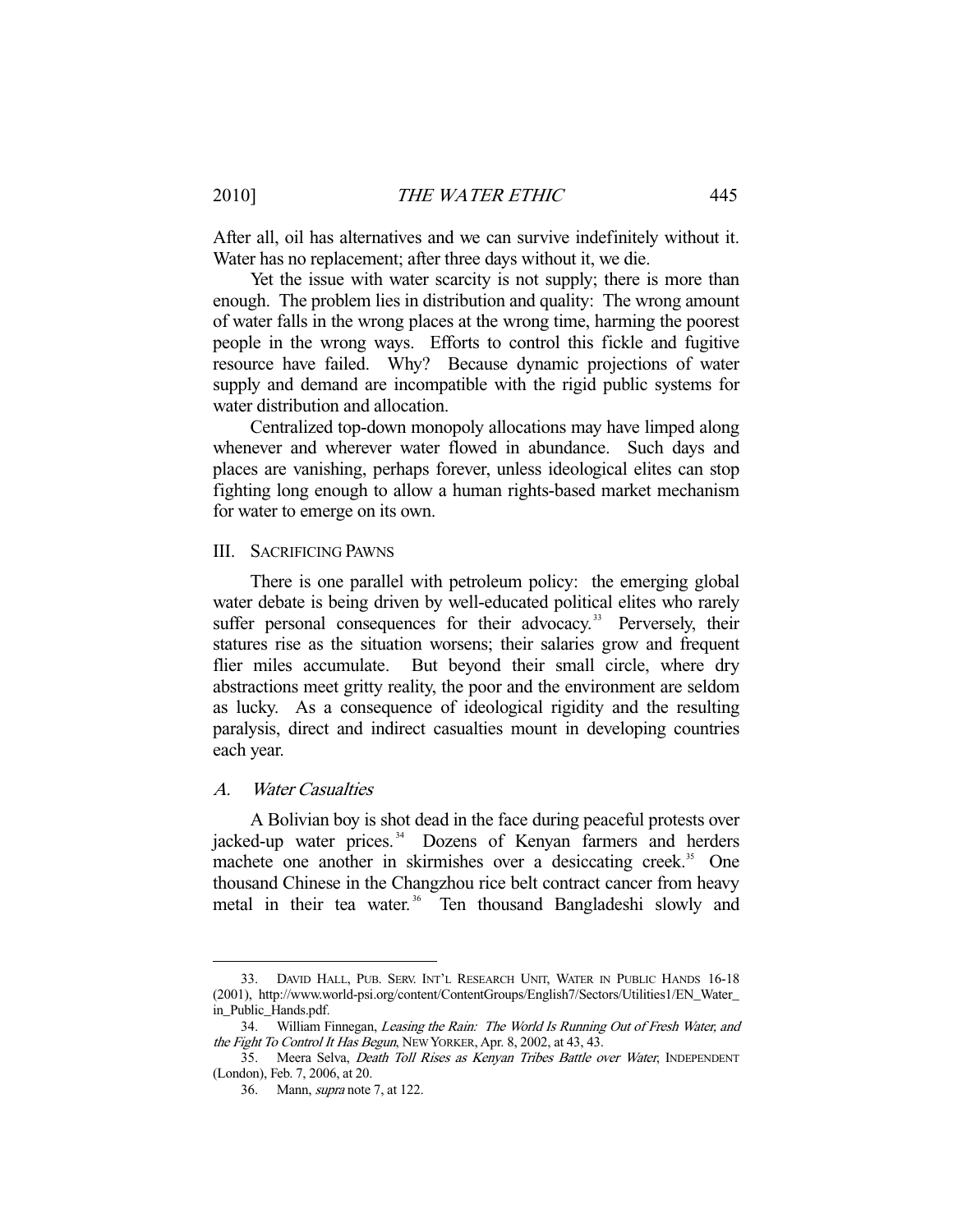After all, oil has alternatives and we can survive indefinitely without it. Water has no replacement; after three days without it, we die.

Yet the issue with water scarcity is not supply; there is more than enough. The problem lies in distribution and quality: The wrong amount of water falls in the wrong places at the wrong time, harming the poorest people in the wrong ways. Efforts to control this fickle and fugitive resource have failed. Why? Because dynamic projections of water supply and demand are incompatible with the rigid public systems for water distribution and allocation.

Centralized top-down monopoly allocations may have limped along whenever and wherever water flowed in abundance. Such days and places are vanishing, perhaps forever, unless ideological elites can stop fighting long enough to allow a human rights-based market mechanism for water to emerge on its own.

## III. SACRIFICING PAWNS

There is one parallel with petroleum policy: the emerging global water debate is being driven by well-educated political elites who rarely suffer personal consequences for their advocacy.[33] Perversely, their statures rise as the situation worsens; their salaries grow and frequent flier miles accumulate. But beyond their small circle, where dry abstractions meet gritty reality, the poor and the environment are seldom as lucky. As a consequence of ideological rigidity and the resulting paralysis, direct and indirect casualties mount in developing countries each year.

### A. *Water Casualties*

A Bolivian boy is shot dead in the face during peaceful protests over jacked-up water prices.[34] Dozens of Kenyan farmers and herders machete one another in skirmishes over a desiccating creek.[35] One thousand Chinese in the Changzhou rice belt contract cancer from heavy metal in their tea water.[36] Ten thousand Bangladeshi slowly and

---

33. DAVID HALL, PUB. SERV. INT'L RESEARCH UNIT, WATER IN PUBLIC HANDS 16-18 (2001), http://www.world-psi.org/content/ContentGroups/English7/Sectors/Utilities1/EN_Water_in_Public_Hands.pdf.

34. William Finnegan, *Leasing the Rain: The World Is Running Out of Fresh Water, and the Fight To Control It Has Begun*, NEW YORKER, Apr. 8, 2002, at 43, 43.

35. Meera Selva, *Death Toll Rises as Kenyan Tribes Battle over Water*, INDEPENDENT (London), Feb. 7, 2006, at 20.

36. Mann, *supra* note 7, at 122.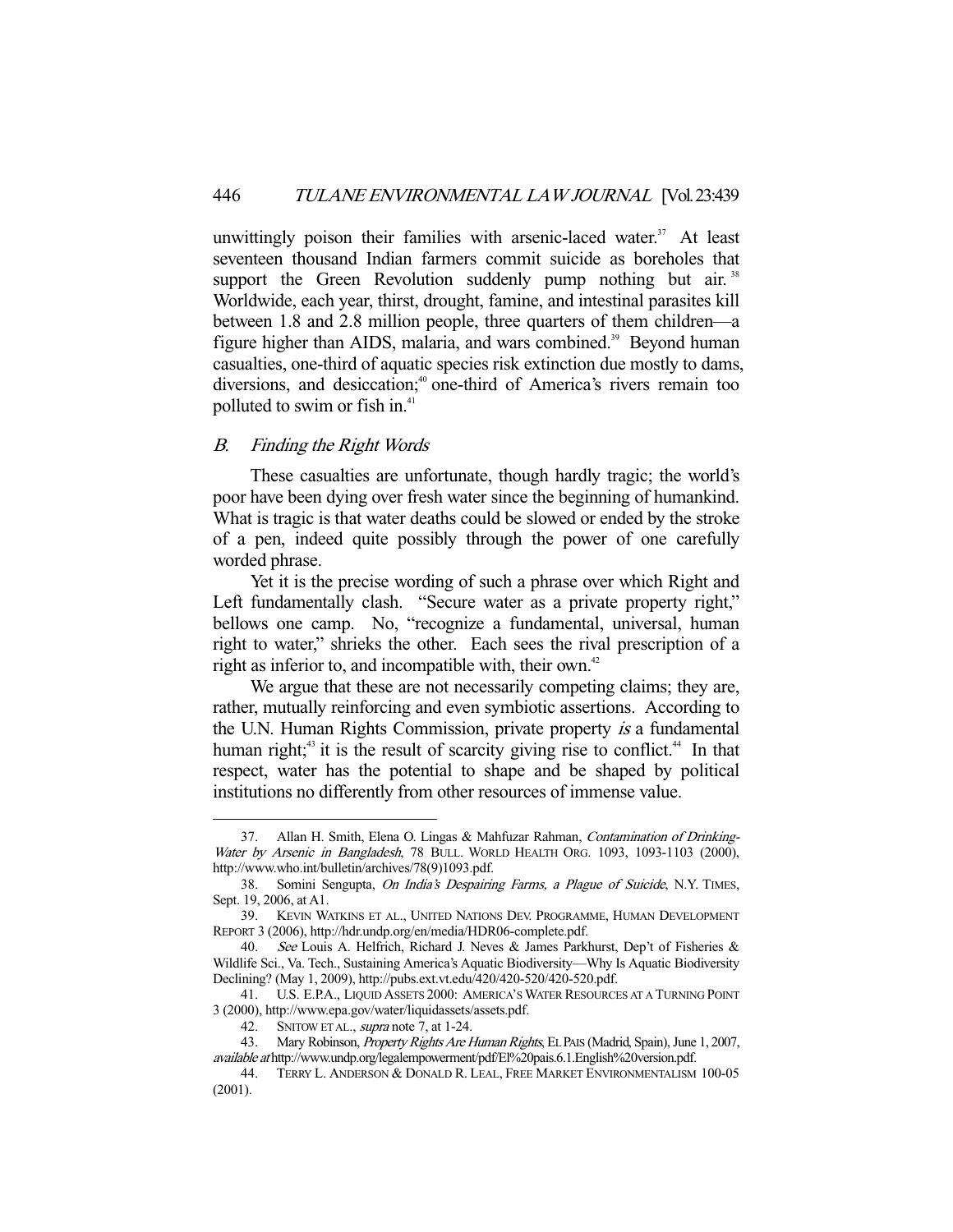unwittingly poison their families with arsenic-laced water.[37] At least seventeen thousand Indian farmers commit suicide as boreholes that support the Green Revolution suddenly pump nothing but air.[38] Worldwide, each year, thirst, drought, famine, and intestinal parasites kill between 1.8 and 2.8 million people, three quarters of them children—a figure higher than AIDS, malaria, and wars combined.[39] Beyond human casualties, one-third of aquatic species risk extinction due mostly to dams, diversions, and desiccation;[40] one-third of America's rivers remain too polluted to swim or fish in.[41]

### *B. Finding the Right Words*

These casualties are unfortunate, though hardly tragic; the world's poor have been dying over fresh water since the beginning of humankind. What is tragic is that water deaths could be slowed or ended by the stroke of a pen, indeed quite possibly through the power of one carefully worded phrase.

Yet it is the precise wording of such a phrase over which Right and Left fundamentally clash. "Secure water as a private property right," bellows one camp. No, "recognize a fundamental, universal, human right to water," shrieks the other. Each sees the rival prescription of a right as inferior to, and incompatible with, their own.[42]

We argue that these are not necessarily competing claims; they are, rather, mutually reinforcing and even symbiotic assertions. According to the U.N. Human Rights Commission, private property *is* a fundamental human right;[43] it is the result of scarcity giving rise to conflict.[44] In that respect, water has the potential to shape and be shaped by political institutions no differently from other resources of immense value.

---

37. Allan H. Smith, Elena O. Lingas & Mahfuzar Rahman, *Contamination of Drinking-Water by Arsenic in Bangladesh*, 78 BULL. WORLD HEALTH ORG. 1093, 1093-1103 (2000), http://www.who.int/bulletin/archives/78(9)1093.pdf.

38. Somini Sengupta, *On India's Despairing Farms, a Plague of Suicide*, N.Y. TIMES, Sept. 19, 2006, at A1.

39. KEVIN WATKINS ET AL., UNITED NATIONS DEV. PROGRAMME, HUMAN DEVELOPMENT REPORT 3 (2006), http://hdr.undp.org/en/media/HDR06-complete.pdf.

40. *See* Louis A. Helfrich, Richard J. Neves & James Parkhurst, Dep't of Fisheries & Wildlife Sci., Va. Tech., Sustaining America's Aquatic Biodiversity—Why Is Aquatic Biodiversity Declining? (May 1, 2009), http://pubs.ext.vt.edu/420/420-520/420-520.pdf.

41. U.S. E.P.A., LIQUID ASSETS 2000: AMERICA'S WATER RESOURCES AT A TURNING POINT 3 (2000), http://www.epa.gov/water/liquidassets/assets.pdf.

42. SNITOW ET AL., *supra* note 7, at 1-24.

43. Mary Robinson, *Property Rights Are Human Rights*, EL PAIS (Madrid, Spain), June 1, 2007, *available at* http://www.undp.org/legalempowerment/pdf/El%20pais.6.1.English%20version.pdf.

44. TERRY L. ANDERSON & DONALD R. LEAL, FREE MARKET ENVIRONMENTALISM 100-05 (2001).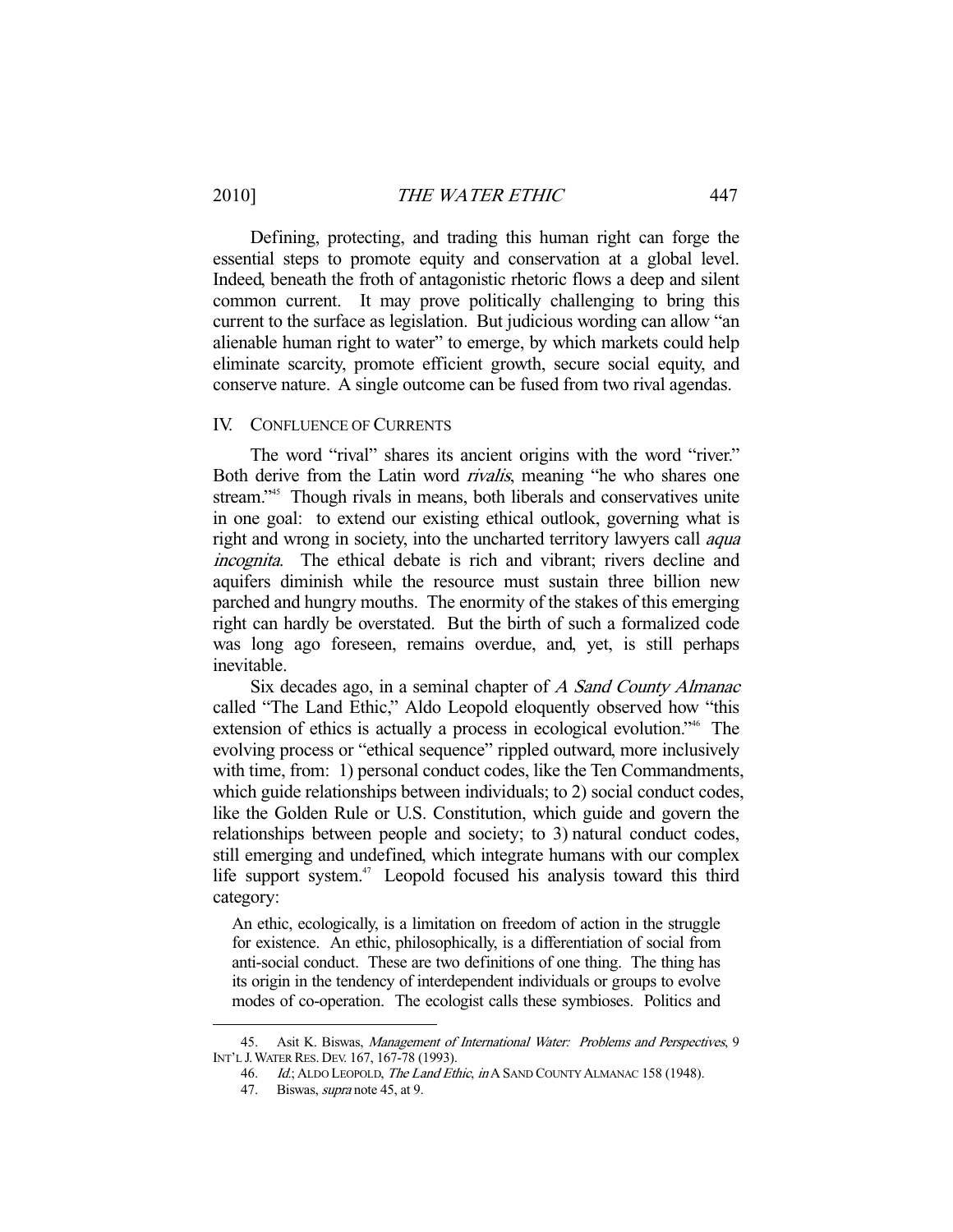Defining, protecting, and trading this human right can forge the essential steps to promote equity and conservation at a global level. Indeed, beneath the froth of antagonistic rhetoric flows a deep and silent common current. It may prove politically challenging to bring this current to the surface as legislation. But judicious wording can allow "an alienable human right to water" to emerge, by which markets could help eliminate scarcity, promote efficient growth, secure social equity, and conserve nature. A single outcome can be fused from two rival agendas.

## IV. CONFLUENCE OF CURRENTS

The word "rival" shares its ancient origins with the word "river." Both derive from the Latin word *rivalis*, meaning "he who shares one stream."[45] Though rivals in means, both liberals and conservatives unite in one goal: to extend our existing ethical outlook, governing what is right and wrong in society, into the uncharted territory lawyers call *aqua incognita*. The ethical debate is rich and vibrant; rivers decline and aquifers diminish while the resource must sustain three billion new parched and hungry mouths. The enormity of the stakes of this emerging right can hardly be overstated. But the birth of such a formalized code was long ago foreseen, remains overdue, and, yet, is still perhaps inevitable.

Six decades ago, in a seminal chapter of *A Sand County Almanac* called "The Land Ethic," Aldo Leopold eloquently observed how "this extension of ethics is actually a process in ecological evolution."[46] The evolving process or "ethical sequence" rippled outward, more inclusively with time, from: 1) personal conduct codes, like the Ten Commandments, which guide relationships between individuals; to 2) social conduct codes, like the Golden Rule or U.S. Constitution, which guide and govern the relationships between people and society; to 3) natural conduct codes, still emerging and undefined, which integrate humans with our complex life support system.[47] Leopold focused his analysis toward this third category:

> An ethic, ecologically, is a limitation on freedom of action in the struggle for existence. An ethic, philosophically, is a differentiation of social from anti-social conduct. These are two definitions of one thing. The thing has its origin in the tendency of interdependent individuals or groups to evolve modes of co-operation. The ecologist calls these symbioses. Politics and

---

45. Asit K. Biswas, *Management of International Water: Problems and Perspectives*, 9 INT'L J. WATER RES. DEV. 167, 167-78 (1993).

46. *Id.*; ALDO LEOPOLD, *The Land Ethic*, *in* A SAND COUNTY ALMANAC 158 (1948).

47. Biswas, *supra* note 45, at 9.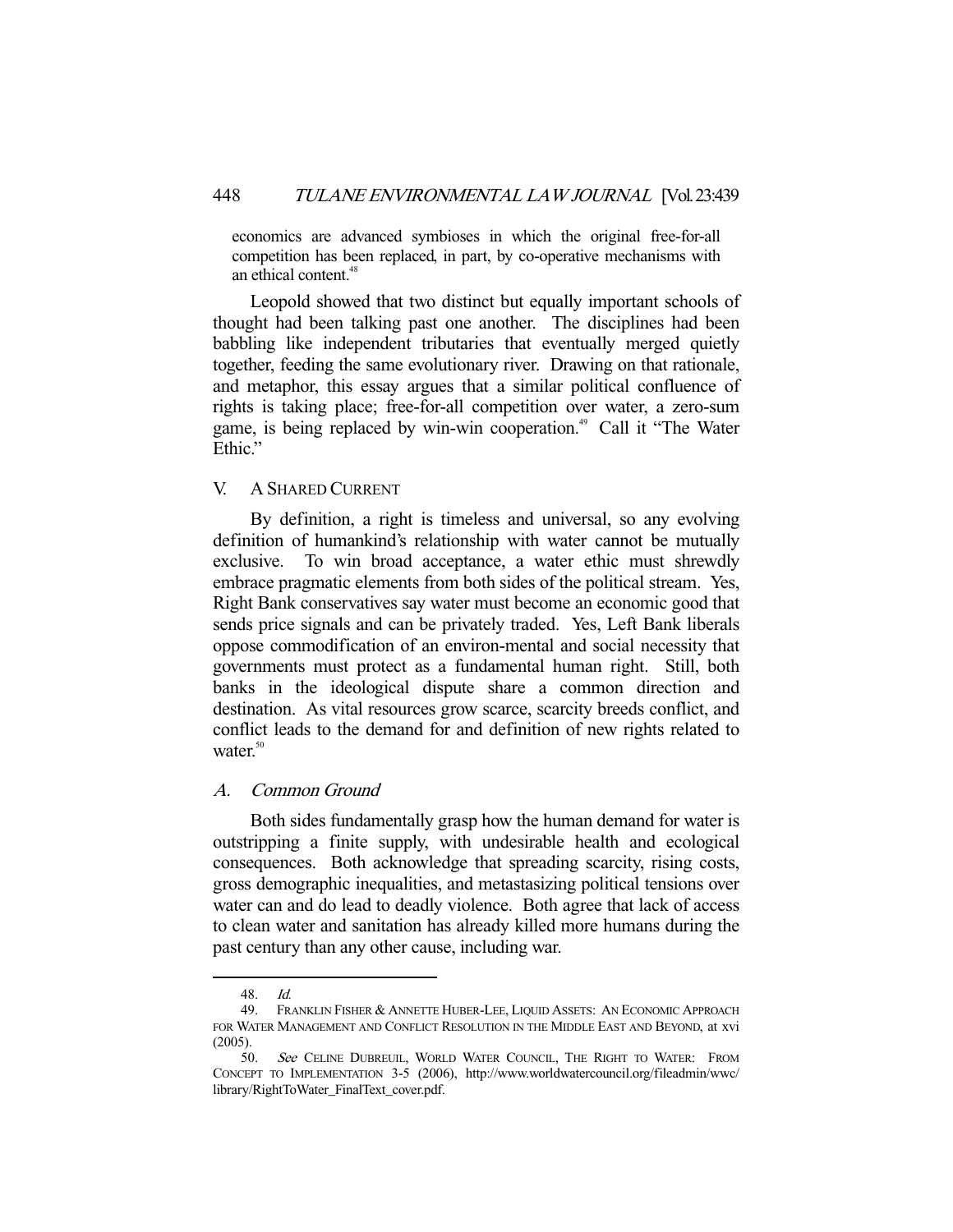economics are advanced symbioses in which the original free-for-all competition has been replaced, in part, by co-operative mechanisms with an ethical content.[48]

Leopold showed that two distinct but equally important schools of thought had been talking past one another. The disciplines had been babbling like independent tributaries that eventually merged quietly together, feeding the same evolutionary river. Drawing on that rationale, and metaphor, this essay argues that a similar political confluence of rights is taking place; free-for-all competition over water, a zero-sum game, is being replaced by win-win cooperation.[49] Call it "The Water Ethic."

## V. A SHARED CURRENT

By definition, a right is timeless and universal, so any evolving definition of humankind's relationship with water cannot be mutually exclusive. To win broad acceptance, a water ethic must shrewdly embrace pragmatic elements from both sides of the political stream. Yes, Right Bank conservatives say water must become an economic good that sends price signals and can be privately traded. Yes, Left Bank liberals oppose commodification of an environ-mental and social necessity that governments must protect as a fundamental human right. Still, both banks in the ideological dispute share a common direction and destination. As vital resources grow scarce, scarcity breeds conflict, and conflict leads to the demand for and definition of new rights related to water.[50]

### A. *Common Ground*

Both sides fundamentally grasp how the human demand for water is outstripping a finite supply, with undesirable health and ecological consequences. Both acknowledge that spreading scarcity, rising costs, gross demographic inequalities, and metastasizing political tensions over water can and do lead to deadly violence. Both agree that lack of access to clean water and sanitation has already killed more humans during the past century than any other cause, including war.

---

48. *Id.*

49. FRANKLIN FISHER & ANNETTE HUBER-LEE, LIQUID ASSETS: AN ECONOMIC APPROACH FOR WATER MANAGEMENT AND CONFLICT RESOLUTION IN THE MIDDLE EAST AND BEYOND, at xvi (2005).

50. *See* CELINE DUBREUIL, WORLD WATER COUNCIL, THE RIGHT TO WATER: FROM CONCEPT TO IMPLEMENTATION 3-5 (2006), http://www.worldwatercouncil.org/fileadmin/wwc/library/RightToWater_FinalText_cover.pdf.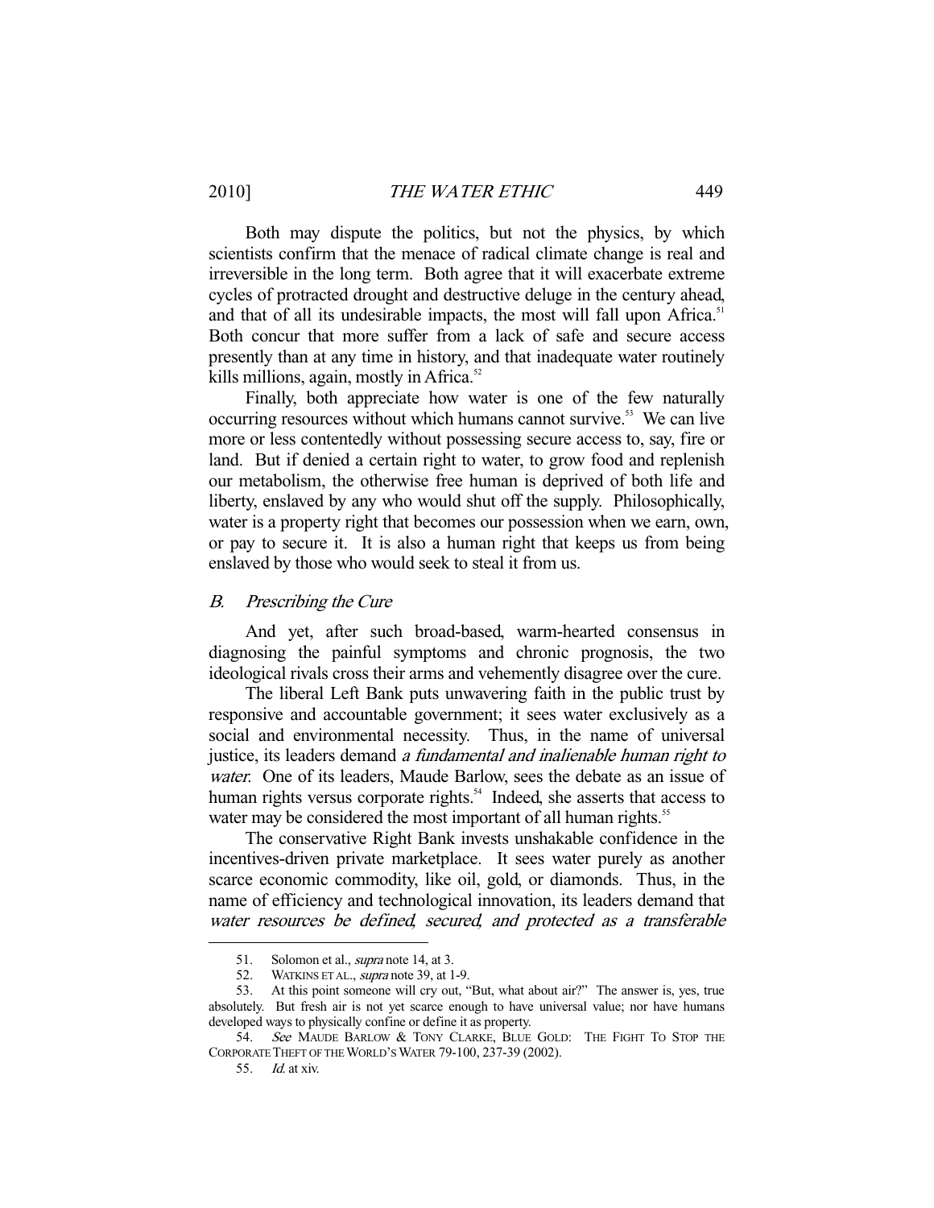Both may dispute the politics, but not the physics, by which scientists confirm that the menace of radical climate change is real and irreversible in the long term. Both agree that it will exacerbate extreme cycles of protracted drought and destructive deluge in the century ahead, and that of all its undesirable impacts, the most will fall upon Africa.[51] Both concur that more suffer from a lack of safe and secure access presently than at any time in history, and that inadequate water routinely kills millions, again, mostly in Africa.[52]

Finally, both appreciate how water is one of the few naturally occurring resources without which humans cannot survive.[53] We can live more or less contentedly without possessing secure access to, say, fire or land. But if denied a certain right to water, to grow food and replenish our metabolism, the otherwise free human is deprived of both life and liberty, enslaved by any who would shut off the supply. Philosophically, water is a property right that becomes our possession when we earn, own, or pay to secure it. It is also a human right that keeps us from being enslaved by those who would seek to steal it from us.

### *B. Prescribing the Cure*

And yet, after such broad-based, warm-hearted consensus in diagnosing the painful symptoms and chronic prognosis, the two ideological rivals cross their arms and vehemently disagree over the cure.

The liberal Left Bank puts unwavering faith in the public trust by responsive and accountable government; it sees water exclusively as a social and environmental necessity. Thus, in the name of universal justice, its leaders demand *a fundamental and inalienable human right to water*. One of its leaders, Maude Barlow, sees the debate as an issue of human rights versus corporate rights.[54] Indeed, she asserts that access to water may be considered the most important of all human rights.[55]

The conservative Right Bank invests unshakable confidence in the incentives-driven private marketplace. It sees water purely as another scarce economic commodity, like oil, gold, or diamonds. Thus, in the name of efficiency and technological innovation, its leaders demand that *water resources be defined, secured, and protected as a transferable*

---

51. Solomon et al., *supra* note 14, at 3.

52. WATKINS ET AL., *supra* note 39, at 1-9.

53. At this point someone will cry out, "But, what about air?" The answer is, yes, true absolutely. But fresh air is not yet scarce enough to have universal value; nor have humans developed ways to physically confine or define it as property.

54. *See* MAUDE BARLOW & TONY CLARKE, BLUE GOLD: THE FIGHT TO STOP THE CORPORATE THEFT OF THE WORLD'S WATER 79-100, 237-39 (2002).

55. *Id.* at xiv.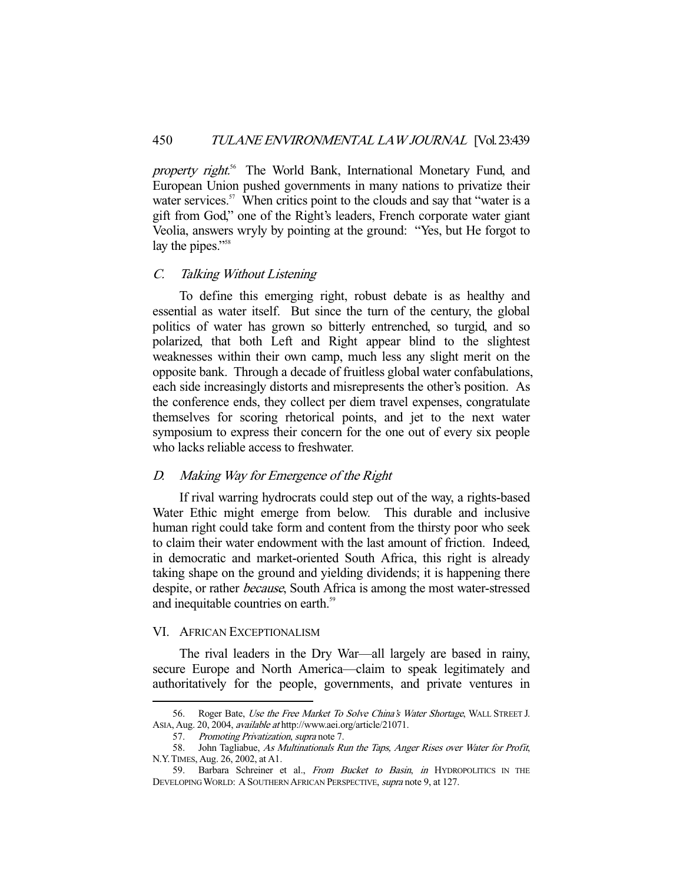*property right*.[56] The World Bank, International Monetary Fund, and European Union pushed governments in many nations to privatize their water services.[57] When critics point to the clouds and say that "water is a gift from God," one of the Right's leaders, French corporate water giant Veolia, answers wryly by pointing at the ground: "Yes, but He forgot to lay the pipes."[58]

### C. *Talking Without Listening*

To define this emerging right, robust debate is as healthy and essential as water itself. But since the turn of the century, the global politics of water has grown so bitterly entrenched, so turgid, and so polarized, that both Left and Right appear blind to the slightest weaknesses within their own camp, much less any slight merit on the opposite bank. Through a decade of fruitless global water confabulations, each side increasingly distorts and misrepresents the other's position. As the conference ends, they collect per diem travel expenses, congratulate themselves for scoring rhetorical points, and jet to the next water symposium to express their concern for the one out of every six people who lacks reliable access to freshwater.

### D. *Making Way for Emergence of the Right*

If rival warring hydrocrats could step out of the way, a rights-based Water Ethic might emerge from below. This durable and inclusive human right could take form and content from the thirsty poor who seek to claim their water endowment with the last amount of friction. Indeed, in democratic and market-oriented South Africa, this right is already taking shape on the ground and yielding dividends; it is happening there despite, or rather *because*, South Africa is among the most water-stressed and inequitable countries on earth.[59]

## VI. AFRICAN EXCEPTIONALISM

The rival leaders in the Dry War—all largely are based in rainy, secure Europe and North America—claim to speak legitimately and authoritatively for the people, governments, and private ventures in

---

56. Roger Bate, *Use the Free Market To Solve China's Water Shortage*, WALL STREET J. ASIA, Aug. 20, 2004, *available at* http://www.aei.org/article/21071.

57. *Promoting Privatization*, *supra* note 7.

58. John Tagliabue, *As Multinationals Run the Taps, Anger Rises over Water for Profit*, N.Y. TIMES, Aug. 26, 2002, at A1.

59. Barbara Schreiner et al., *From Bucket to Basin*, *in* HYDROPOLITICS IN THE DEVELOPING WORLD: A SOUTHERN AFRICAN PERSPECTIVE, *supra* note 9, at 127.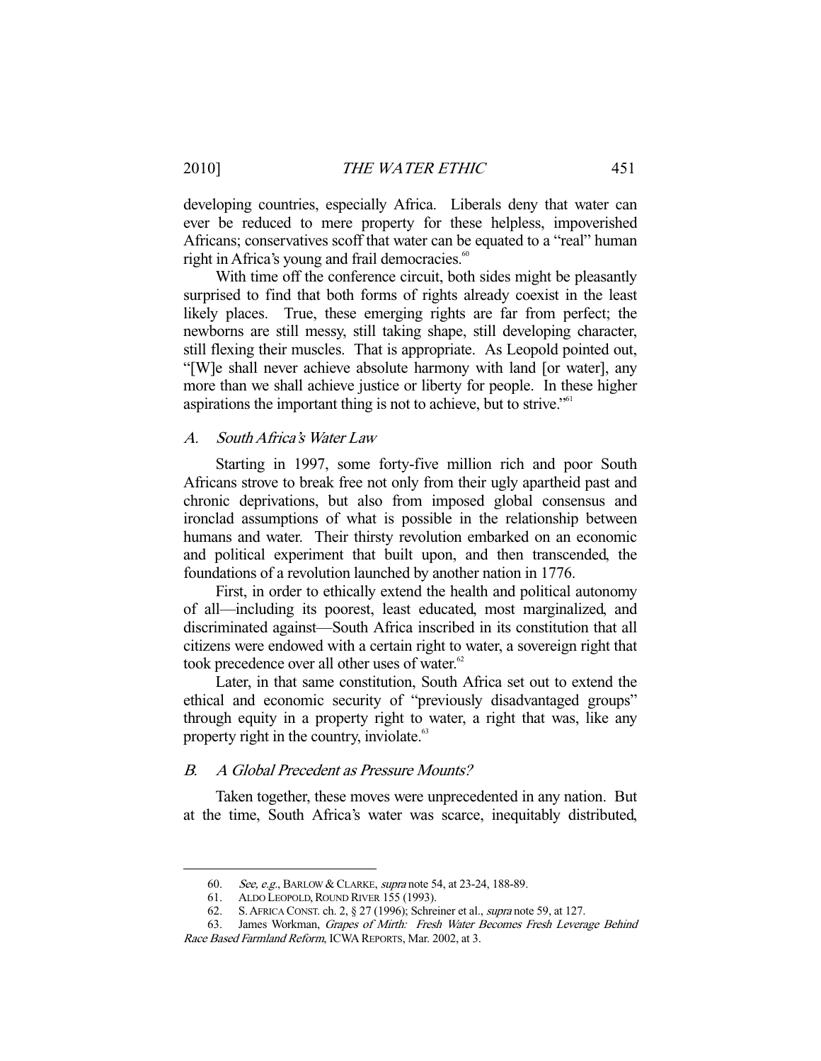developing countries, especially Africa. Liberals deny that water can ever be reduced to mere property for these helpless, impoverished Africans; conservatives scoff that water can be equated to a "real" human right in Africa's young and frail democracies.[60]

With time off the conference circuit, both sides might be pleasantly surprised to find that both forms of rights already coexist in the least likely places. True, these emerging rights are far from perfect; the newborns are still messy, still taking shape, still developing character, still flexing their muscles. That is appropriate. As Leopold pointed out, "[W]e shall never achieve absolute harmony with land [or water], any more than we shall achieve justice or liberty for people. In these higher aspirations the important thing is not to achieve, but to strive."[61]

### A. *South Africa's Water Law*

Starting in 1997, some forty-five million rich and poor South Africans strove to break free not only from their ugly apartheid past and chronic deprivations, but also from imposed global consensus and ironclad assumptions of what is possible in the relationship between humans and water. Their thirsty revolution embarked on an economic and political experiment that built upon, and then transcended, the foundations of a revolution launched by another nation in 1776.

First, in order to ethically extend the health and political autonomy of all—including its poorest, least educated, most marginalized, and discriminated against—South Africa inscribed in its constitution that all citizens were endowed with a certain right to water, a sovereign right that took precedence over all other uses of water.[62]

Later, in that same constitution, South Africa set out to extend the ethical and economic security of "previously disadvantaged groups" through equity in a property right to water, a right that was, like any property right in the country, inviolate.[63]

### B. *A Global Precedent as Pressure Mounts?*

Taken together, these moves were unprecedented in any nation. But at the time, South Africa's water was scarce, inequitably distributed,

---

60. *See, e.g.*, BARLOW & CLARKE, *supra* note 54, at 23-24, 188-89.
61. ALDO LEOPOLD, ROUND RIVER 155 (1993).
62. S. AFRICA CONST. ch. 2, § 27 (1996); Schreiner et al., *supra* note 59, at 127.
63. James Workman, *Grapes of Mirth: Fresh Water Becomes Fresh Leverage Behind Race Based Farmland Reform*, ICWA REPORTS, Mar. 2002, at 3.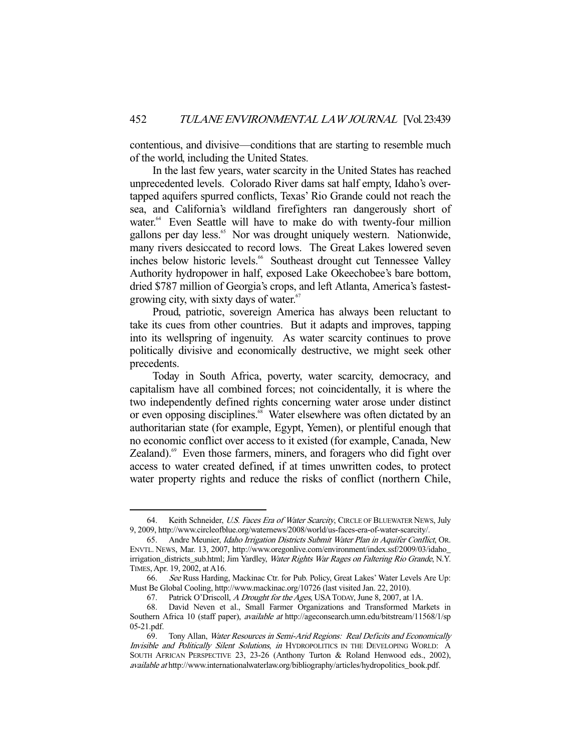contentious, and divisive—conditions that are starting to resemble much of the world, including the United States.

In the last few years, water scarcity in the United States has reached unprecedented levels. Colorado River dams sat half empty, Idaho's over-tapped aquifers spurred conflicts, Texas' Rio Grande could not reach the sea, and California's wildland firefighters ran dangerously short of water.[64] Even Seattle will have to make do with twenty-four million gallons per day less.[65] Nor was drought uniquely western. Nationwide, many rivers desiccated to record lows. The Great Lakes lowered seven inches below historic levels.[66] Southeast drought cut Tennessee Valley Authority hydropower in half, exposed Lake Okeechobee's bare bottom, dried $787 million of Georgia's crops, and left Atlanta, America's fastest-growing city, with sixty days of water.[67]

Proud, patriotic, sovereign America has always been reluctant to take its cues from other countries. But it adapts and improves, tapping into its wellspring of ingenuity. As water scarcity continues to prove politically divisive and economically destructive, we might seek other precedents.

Today in South Africa, poverty, water scarcity, democracy, and capitalism have all combined forces; not coincidentally, it is where the two independently defined rights concerning water arose under distinct or even opposing disciplines.[68] Water elsewhere was often dictated by an authoritarian state (for example, Egypt, Yemen), or plentiful enough that no economic conflict over access to it existed (for example, Canada, New Zealand).[69] Even those farmers, miners, and foragers who did fight over access to water created defined, if at times unwritten codes, to protect water property rights and reduce the risks of conflict (northern Chile,

---

64. Keith Schneider, *U.S. Faces Era of Water Scarcity*, CIRCLE OF BLUEWATER NEWS, July 9, 2009, http://www.circleofblue.org/waternews/2008/world/us-faces-era-of-water-scarcity/.

65. Andre Meunier, *Idaho Irrigation Districts Submit Water Plan in Aquifer Conflict*, OR. ENVTL. NEWS, Mar. 13, 2007, http://www.oregonlive.com/environment/index.ssf/2009/03/idaho_irrigation_districts_sub.html; Jim Yardley, *Water Rights War Rages on Faltering Rio Grande*, N.Y. TIMES, Apr. 19, 2002, at A16.

66. *See* Russ Harding, Mackinac Ctr. for Pub. Policy, Great Lakes' Water Levels Are Up: Must Be Global Cooling, http://www.mackinac.org/10726 (last visited Jan. 22, 2010).

67. Patrick O'Driscoll, *A Drought for the Ages*, USA TODAY, June 8, 2007, at 1A.

68. David Neven et al., Small Farmer Organizations and Transformed Markets in Southern Africa 10 (staff paper), *available at* http://ageconsearch.umn.edu/bitstream/11568/1/sp05-21.pdf.

69. Tony Allan, *Water Resources in Semi-Arid Regions: Real Deficits and Economically Invisible and Politically Silent Solutions*, *in* HYDROPOLITICS IN THE DEVELOPING WORLD: A SOUTH AFRICAN PERSPECTIVE 23, 23-26 (Anthony Turton & Roland Henwood eds., 2002), *available at* http://www.internationalwaterlaw.org/bibliography/articles/hydropolitics_book.pdf.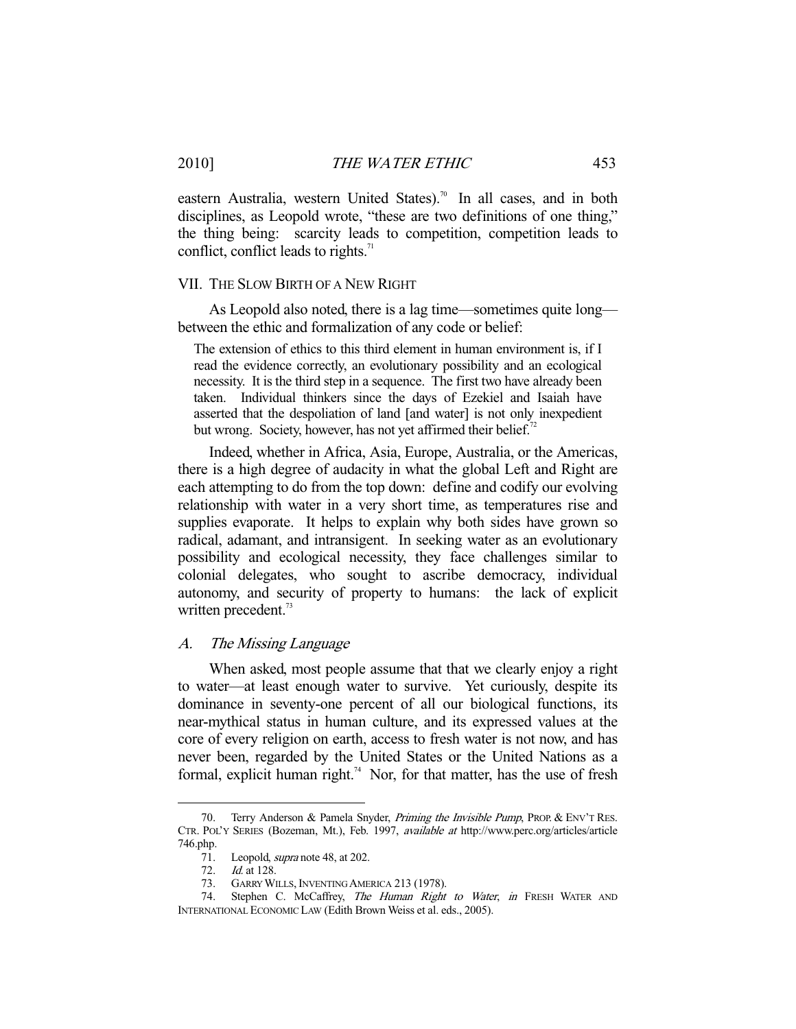eastern Australia, western United States).[70] In all cases, and in both disciplines, as Leopold wrote, "these are two definitions of one thing," the thing being: scarcity leads to competition, competition leads to conflict, conflict leads to rights.[71]

## VII. THE SLOW BIRTH OF A NEW RIGHT

As Leopold also noted, there is a lag time—sometimes quite long—between the ethic and formalization of any code or belief:

> The extension of ethics to this third element in human environment is, if I read the evidence correctly, an evolutionary possibility and an ecological necessity. It is the third step in a sequence. The first two have already been taken. Individual thinkers since the days of Ezekiel and Isaiah have asserted that the despoliation of land [and water] is not only inexpedient but wrong. Society, however, has not yet affirmed their belief.[72]

Indeed, whether in Africa, Asia, Europe, Australia, or the Americas, there is a high degree of audacity in what the global Left and Right are each attempting to do from the top down: define and codify our evolving relationship with water in a very short time, as temperatures rise and supplies evaporate. It helps to explain why both sides have grown so radical, adamant, and intransigent. In seeking water as an evolutionary possibility and ecological necessity, they face challenges similar to colonial delegates, who sought to ascribe democracy, individual autonomy, and security of property to humans: the lack of explicit written precedent.[73]

### A. *The Missing Language*

When asked, most people assume that that we clearly enjoy a right to water—at least enough water to survive. Yet curiously, despite its dominance in seventy-one percent of all our biological functions, its near-mythical status in human culture, and its expressed values at the core of every religion on earth, access to fresh water is not now, and has never been, regarded by the United States or the United Nations as a formal, explicit human right.[74] Nor, for that matter, has the use of fresh

---

70. Terry Anderson & Pamela Snyder, *Priming the Invisible Pump*, PROP. & ENV'T RES. CTR. POL'Y SERIES (Bozeman, Mt.), Feb. 1997, *available at* http://www.perc.org/articles/article746.php.

71. Leopold, *supra* note 48, at 202.

72. *Id.* at 128.

73. GARRY WILLS, INVENTING AMERICA 213 (1978).

74. Stephen C. McCaffrey, *The Human Right to Water*, *in* FRESH WATER AND INTERNATIONAL ECONOMIC LAW (Edith Brown Weiss et al. eds., 2005).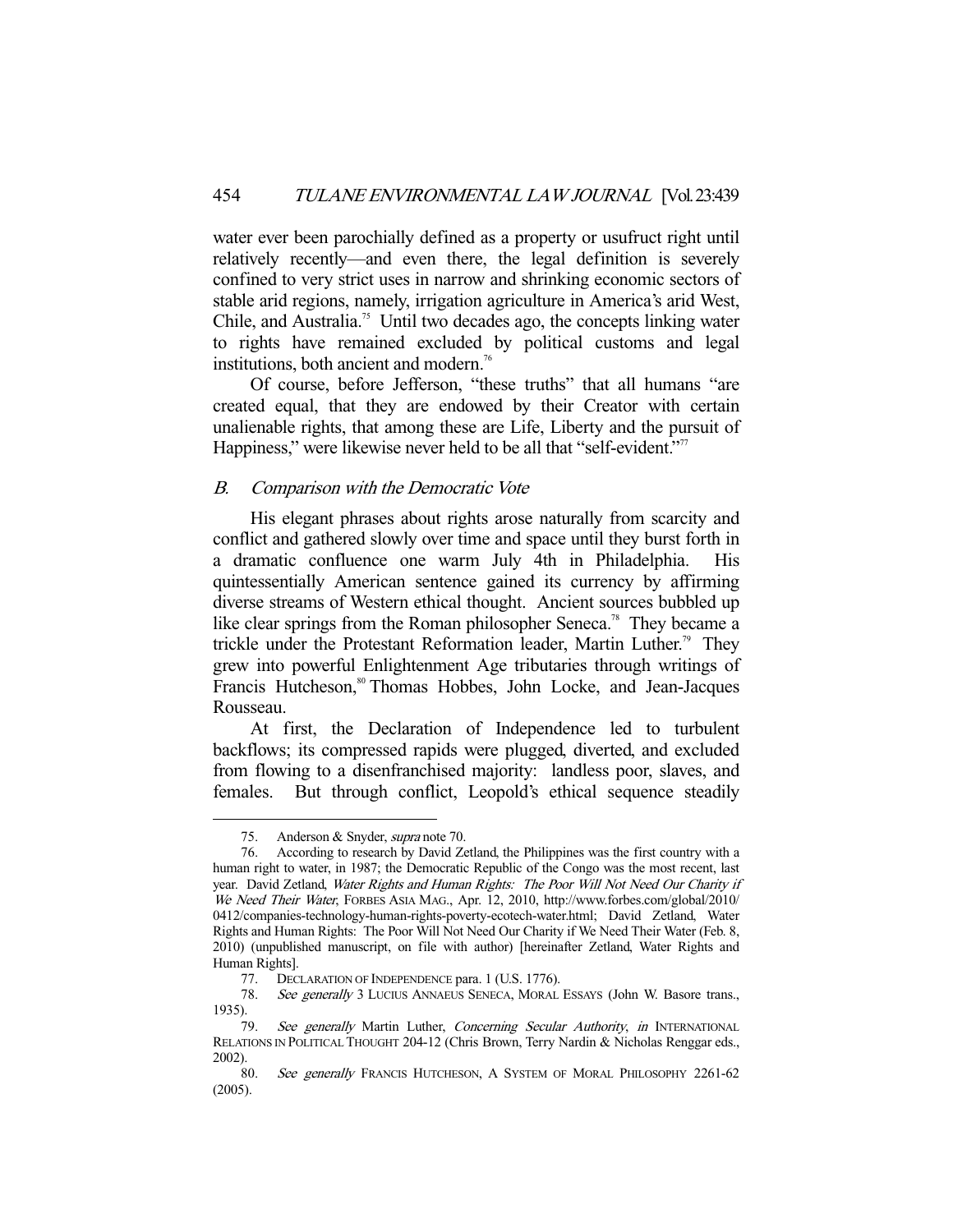water ever been parochially defined as a property or usufruct right until relatively recently—and even there, the legal definition is severely confined to very strict uses in narrow and shrinking economic sectors of stable arid regions, namely, irrigation agriculture in America's arid West, Chile, and Australia.[75] Until two decades ago, the concepts linking water to rights have remained excluded by political customs and legal institutions, both ancient and modern.[76]

Of course, before Jefferson, "these truths" that all humans "are created equal, that they are endowed by their Creator with certain unalienable rights, that among these are Life, Liberty and the pursuit of Happiness," were likewise never held to be all that "self-evident."[77]

## *B. Comparison with the Democratic Vote*

His elegant phrases about rights arose naturally from scarcity and conflict and gathered slowly over time and space until they burst forth in a dramatic confluence one warm July 4th in Philadelphia. His quintessentially American sentence gained its currency by affirming diverse streams of Western ethical thought. Ancient sources bubbled up like clear springs from the Roman philosopher Seneca.[78] They became a trickle under the Protestant Reformation leader, Martin Luther.[79] They grew into powerful Enlightenment Age tributaries through writings of Francis Hutcheson,[80] Thomas Hobbes, John Locke, and Jean-Jacques Rousseau.

At first, the Declaration of Independence led to turbulent backflows; its compressed rapids were plugged, diverted, and excluded from flowing to a disenfranchised majority: landless poor, slaves, and females. But through conflict, Leopold's ethical sequence steadily

---

75. Anderson & Snyder, *supra* note 70.

76. According to research by David Zetland, the Philippines was the first country with a human right to water, in 1987; the Democratic Republic of the Congo was the most recent, last year. David Zetland, *Water Rights and Human Rights: The Poor Will Not Need Our Charity if We Need Their Water*, FORBES ASIA MAG., Apr. 12, 2010, http://www.forbes.com/global/2010/0412/companies-technology-human-rights-poverty-ecotech-water.html; David Zetland, Water Rights and Human Rights: The Poor Will Not Need Our Charity if We Need Their Water (Feb. 8, 2010) (unpublished manuscript, on file with author) [hereinafter Zetland, Water Rights and Human Rights].

77. DECLARATION OF INDEPENDENCE para. 1 (U.S. 1776).

78. *See generally* 3 LUCIUS ANNAEUS SENECA, MORAL ESSAYS (John W. Basore trans., 1935).

79. *See generally* Martin Luther, *Concerning Secular Authority*, *in* INTERNATIONAL RELATIONS IN POLITICAL THOUGHT 204-12 (Chris Brown, Terry Nardin & Nicholas Renggar eds., 2002).

80. *See generally* FRANCIS HUTCHESON, A SYSTEM OF MORAL PHILOSOPHY 2261-62 (2005).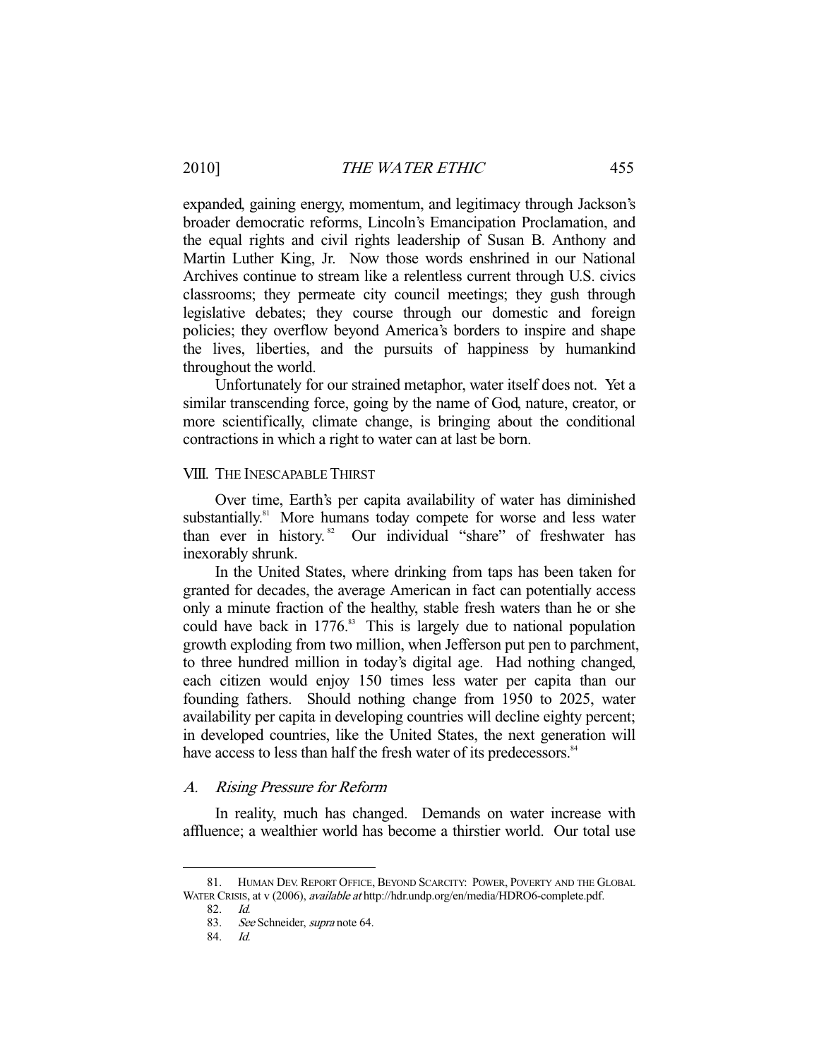expanded, gaining energy, momentum, and legitimacy through Jackson's broader democratic reforms, Lincoln's Emancipation Proclamation, and the equal rights and civil rights leadership of Susan B. Anthony and Martin Luther King, Jr. Now those words enshrined in our National Archives continue to stream like a relentless current through U.S. civics classrooms; they permeate city council meetings; they gush through legislative debates; they course through our domestic and foreign policies; they overflow beyond America's borders to inspire and shape the lives, liberties, and the pursuits of happiness by humankind throughout the world.

Unfortunately for our strained metaphor, water itself does not. Yet a similar transcending force, going by the name of God, nature, creator, or more scientifically, climate change, is bringing about the conditional contractions in which a right to water can at last be born.

## VIII. THE INESCAPABLE THIRST

Over time, Earth's per capita availability of water has diminished substantially.[81] More humans today compete for worse and less water than ever in history.[82] Our individual "share" of freshwater has inexorably shrunk.

In the United States, where drinking from taps has been taken for granted for decades, the average American in fact can potentially access only a minute fraction of the healthy, stable fresh waters than he or she could have back in 1776.[83] This is largely due to national population growth exploding from two million, when Jefferson put pen to parchment, to three hundred million in today's digital age. Had nothing changed, each citizen would enjoy 150 times less water per capita than our founding fathers. Should nothing change from 1950 to 2025, water availability per capita in developing countries will decline eighty percent; in developed countries, like the United States, the next generation will have access to less than half the fresh water of its predecessors.[84]

### A. *Rising Pressure for Reform*

In reality, much has changed. Demands on water increase with affluence; a wealthier world has become a thirstier world. Our total use

---

81. HUMAN DEV. REPORT OFFICE, BEYOND SCARCITY: POWER, POVERTY AND THE GLOBAL WATER CRISIS, at v (2006), *available at* http://hdr.undp.org/en/media/HDRO6-complete.pdf.

82. *Id.*

83. *See* Schneider, *supra* note 64.

84. *Id.*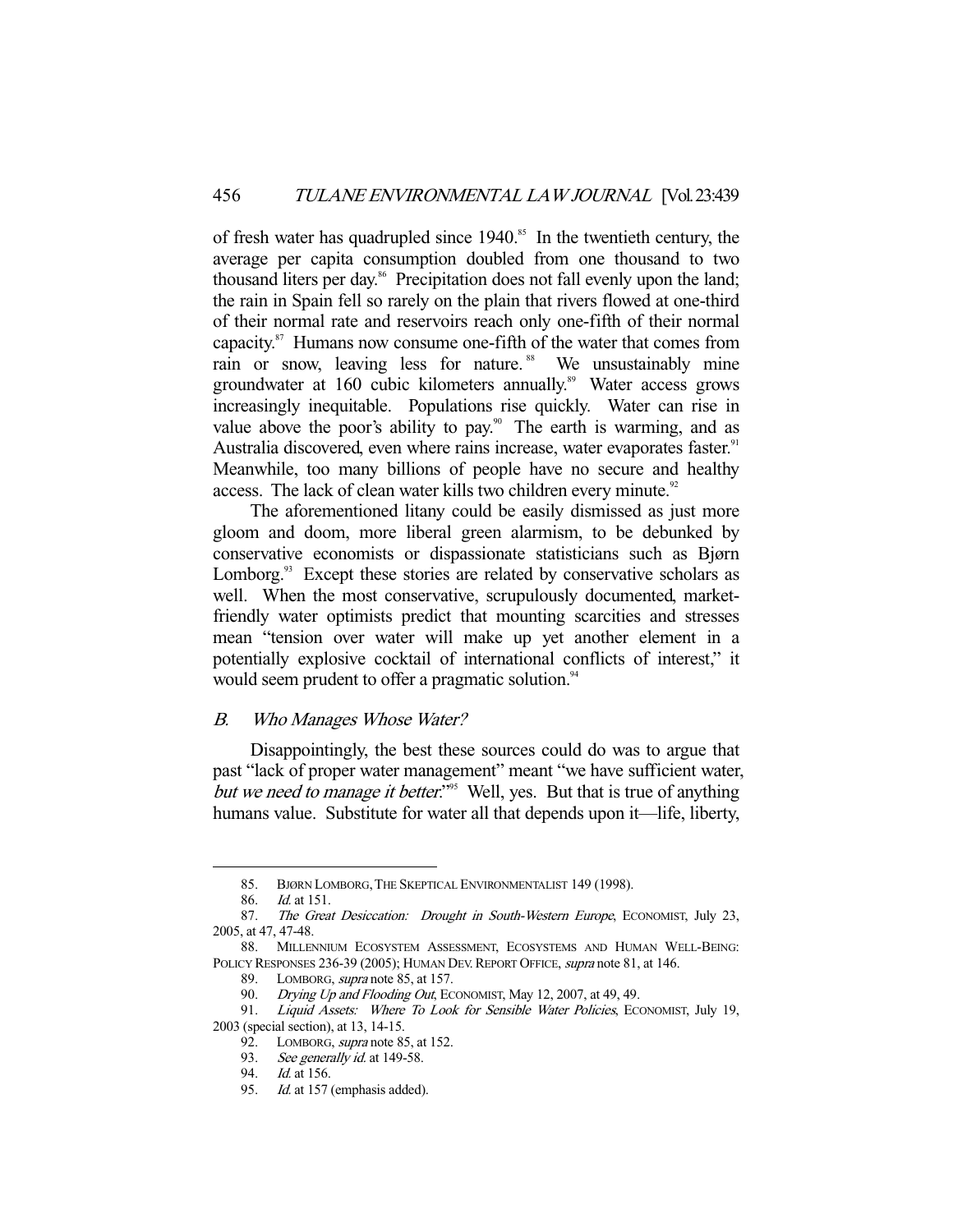of fresh water has quadrupled since 1940.[85] In the twentieth century, the average per capita consumption doubled from one thousand to two thousand liters per day.[86] Precipitation does not fall evenly upon the land; the rain in Spain fell so rarely on the plain that rivers flowed at one-third of their normal rate and reservoirs reach only one-fifth of their normal capacity.[87] Humans now consume one-fifth of the water that comes from rain or snow, leaving less for nature.[88] We unsustainably mine groundwater at 160 cubic kilometers annually.[89] Water access grows increasingly inequitable. Populations rise quickly. Water can rise in value above the poor's ability to pay.[90] The earth is warming, and as Australia discovered, even where rains increase, water evaporates faster.[91] Meanwhile, too many billions of people have no secure and healthy access. The lack of clean water kills two children every minute.[92]

The aforementioned litany could be easily dismissed as just more gloom and doom, more liberal green alarmism, to be debunked by conservative economists or dispassionate statisticians such as Bjørn Lomborg.[93] Except these stories are related by conservative scholars as well. When the most conservative, scrupulously documented, market-friendly water optimists predict that mounting scarcities and stresses mean "tension over water will make up yet another element in a potentially explosive cocktail of international conflicts of interest," it would seem prudent to offer a pragmatic solution.[94]

### *B. Who Manages Whose Water?*

Disappointingly, the best these sources could do was to argue that past "lack of proper water management" meant "we have sufficient water, *but we need to manage it better*."[95] Well, yes. But that is true of anything humans value. Substitute for water all that depends upon it—life, liberty,

---

85. BJØRN LOMBORG, THE SKEPTICAL ENVIRONMENTALIST 149 (1998).

86. *Id.* at 151.

87. *The Great Desiccation: Drought in South-Western Europe*, ECONOMIST, July 23, 2005, at 47, 47-48.

88. MILLENNIUM ECOSYSTEM ASSESSMENT, ECOSYSTEMS AND HUMAN WELL-BEING: POLICY RESPONSES 236-39 (2005); HUMAN DEV. REPORT OFFICE, *supra* note 81, at 146.

89. LOMBORG, *supra* note 85, at 157.

90. *Drying Up and Flooding Out*, ECONOMIST, May 12, 2007, at 49, 49.

91. *Liquid Assets: Where To Look for Sensible Water Policies*, ECONOMIST, July 19, 2003 (special section), at 13, 14-15.

92. LOMBORG, *supra* note 85, at 152.

93. *See generally id.* at 149-58.

94. *Id.* at 156.

95. *Id.* at 157 (emphasis added).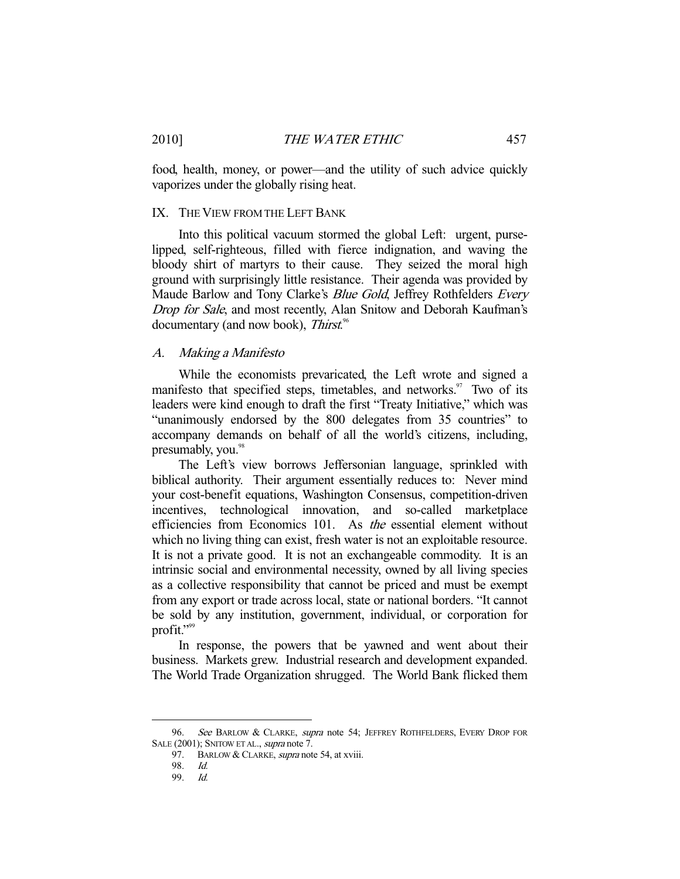food, health, money, or power—and the utility of such advice quickly vaporizes under the globally rising heat.

## IX. THE VIEW FROM THE LEFT BANK

Into this political vacuum stormed the global Left: urgent, purse-lipped, self-righteous, filled with fierce indignation, and waving the bloody shirt of martyrs to their cause. They seized the moral high ground with surprisingly little resistance. Their agenda was provided by Maude Barlow and Tony Clarke's *Blue Gold*, Jeffrey Rothfelders *Every Drop for Sale*, and most recently, Alan Snitow and Deborah Kaufman's documentary (and now book), *Thirst*.[96]

### A. Making a Manifesto

While the economists prevaricated, the Left wrote and signed a manifesto that specified steps, timetables, and networks.[97] Two of its leaders were kind enough to draft the first "Treaty Initiative," which was "unanimously endorsed by the 800 delegates from 35 countries" to accompany demands on behalf of all the world's citizens, including, presumably, you.[98]

The Left's view borrows Jeffersonian language, sprinkled with biblical authority. Their argument essentially reduces to: Never mind your cost-benefit equations, Washington Consensus, competition-driven incentives, technological innovation, and so-called marketplace efficiencies from Economics 101. As *the* essential element without which no living thing can exist, fresh water is not an exploitable resource. It is not a private good. It is not an exchangeable commodity. It is an intrinsic social and environmental necessity, owned by all living species as a collective responsibility that cannot be priced and must be exempt from any export or trade across local, state or national borders. "It cannot be sold by any institution, government, individual, or corporation for profit."[99]

In response, the powers that be yawned and went about their business. Markets grew. Industrial research and development expanded. The World Trade Organization shrugged. The World Bank flicked them

---

96. *See* BARLOW & CLARKE, *supra* note 54; JEFFREY ROTHFELDERS, EVERY DROP FOR SALE (2001); SNITOW ET AL., *supra* note 7.

97. BARLOW & CLARKE, *supra* note 54, at xviii.

98. *Id.*

99. *Id.*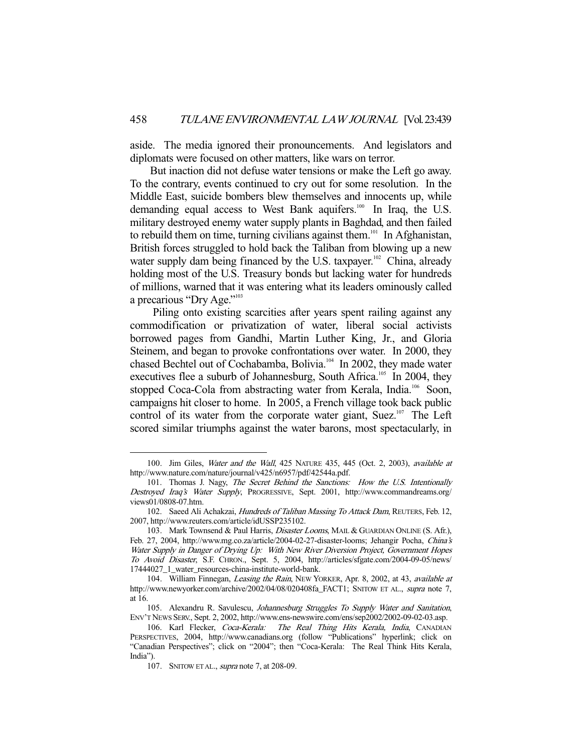aside. The media ignored their pronouncements. And legislators and diplomats were focused on other matters, like wars on terror.

But inaction did not defuse water tensions or make the Left go away. To the contrary, events continued to cry out for some resolution. In the Middle East, suicide bombers blew themselves and innocents up, while demanding equal access to West Bank aquifers.[100] In Iraq, the U.S. military destroyed enemy water supply plants in Baghdad, and then failed to rebuild them on time, turning civilians against them.[101] In Afghanistan, British forces struggled to hold back the Taliban from blowing up a new water supply dam being financed by the U.S. taxpayer.[102] China, already holding most of the U.S. Treasury bonds but lacking water for hundreds of millions, warned that it was entering what its leaders ominously called a precarious "Dry Age."[103]

Piling onto existing scarcities after years spent railing against any commodification or privatization of water, liberal social activists borrowed pages from Gandhi, Martin Luther King, Jr., and Gloria Steinem, and began to provoke confrontations over water. In 2000, they chased Bechtel out of Cochabamba, Bolivia.[104] In 2002, they made water executives flee a suburb of Johannesburg, South Africa.[105] In 2004, they stopped Coca-Cola from abstracting water from Kerala, India.[106] Soon, campaigns hit closer to home. In 2005, a French village took back public control of its water from the corporate water giant, Suez.[107] The Left scored similar triumphs against the water barons, most spectacularly, in

---

100. Jim Giles, *Water and the Wall*, 425 NATURE 435, 445 (Oct. 2, 2003), *available at* http://www.nature.com/nature/journal/v425/n6957/pdf/42544a.pdf.

101. Thomas J. Nagy, *The Secret Behind the Sanctions: How the U.S. Intentionally Destroyed Iraq's Water Supply*, PROGRESSIVE, Sept. 2001, http://www.commandreams.org/views01/0808-07.htm.

102. Saeed Ali Achakzai, *Hundreds of Taliban Massing To Attack Dam*, REUTERS, Feb. 12, 2007, http://www.reuters.com/article/idUSSP235102.

103. Mark Townsend & Paul Harris, *Disaster Looms*, MAIL & GUARDIAN ONLINE (S. Afr.), Feb. 27, 2004, http://www.mg.co.za/article/2004-02-27-disaster-looms; Jehangir Pocha, *China's Water Supply in Danger of Drying Up: With New River Diversion Project, Government Hopes To Avoid Disaster*, S.F. CHRON., Sept. 5, 2004, http://articles/sfgate.com/2004-09-05/news/17444027_1_water_resources-china-institute-world-bank.

104. William Finnegan, *Leasing the Rain*, NEW YORKER, Apr. 8, 2002, at 43, *available at* http://www.newyorker.com/archive/2002/04/08/020408fa_FACT1; SNITOW ET AL., *supra* note 7, at 16.

105. Alexandru R. Savulescu, *Johannesburg Struggles To Supply Water and Sanitation*, ENV'T NEWS SERV., Sept. 2, 2002, http://www.ens-newswire.com/ens/sep2002/2002-09-02-03.asp.

106. Karl Flecker, *Coca-Kerala: The Real Thing Hits Kerala, India*, CANADIAN PERSPECTIVES, 2004, http://www.canadians.org (follow "Publications" hyperlink; click on "Canadian Perspectives"; click on "2004"; then "Coca-Kerala: The Real Think Hits Kerala, India").

107. SNITOW ET AL., *supra* note 7, at 208-09.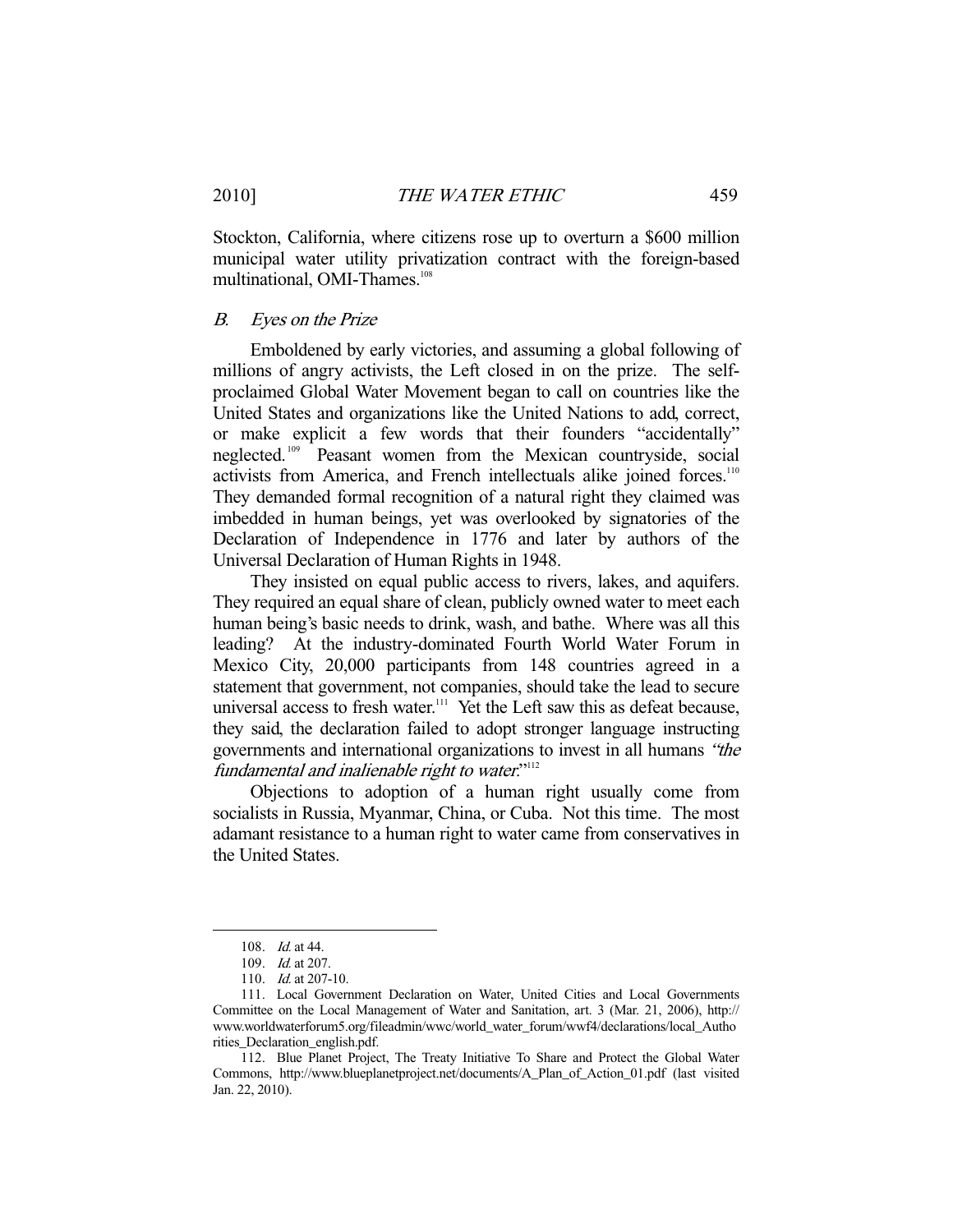Stockton, California, where citizens rose up to overturn a $600 million municipal water utility privatization contract with the foreign-based multinational, OMI-Thames.[108]

### *B. Eyes on the Prize*

Emboldened by early victories, and assuming a global following of millions of angry activists, the Left closed in on the prize. The self-proclaimed Global Water Movement began to call on countries like the United States and organizations like the United Nations to add, correct, or make explicit a few words that their founders "accidentally" neglected.[109] Peasant women from the Mexican countryside, social activists from America, and French intellectuals alike joined forces.[110] They demanded formal recognition of a natural right they claimed was imbedded in human beings, yet was overlooked by signatories of the Declaration of Independence in 1776 and later by authors of the Universal Declaration of Human Rights in 1948.

They insisted on equal public access to rivers, lakes, and aquifers. They required an equal share of clean, publicly owned water to meet each human being's basic needs to drink, wash, and bathe. Where was all this leading? At the industry-dominated Fourth World Water Forum in Mexico City, 20,000 participants from 148 countries agreed in a statement that government, not companies, should take the lead to secure universal access to fresh water.[111] Yet the Left saw this as defeat because, they said, the declaration failed to adopt stronger language instructing governments and international organizations to invest in all humans *"the fundamental and inalienable right to water*."[112]

Objections to adoption of a human right usually come from socialists in Russia, Myanmar, China, or Cuba. Not this time. The most adamant resistance to a human right to water came from conservatives in the United States.

---

108. *Id.* at 44.

109. *Id.* at 207.

110. *Id.* at 207-10.

111. Local Government Declaration on Water, United Cities and Local Governments Committee on the Local Management of Water and Sanitation, art. 3 (Mar. 21, 2006), http://www.worldwaterforum5.org/fileadmin/wwc/world_water_forum/wwf4/declarations/local_Authorities_Declaration_english.pdf.

112. Blue Planet Project, The Treaty Initiative To Share and Protect the Global Water Commons, http://www.blueplanetproject.net/documents/A_Plan_of_Action_01.pdf (last visited Jan. 22, 2010).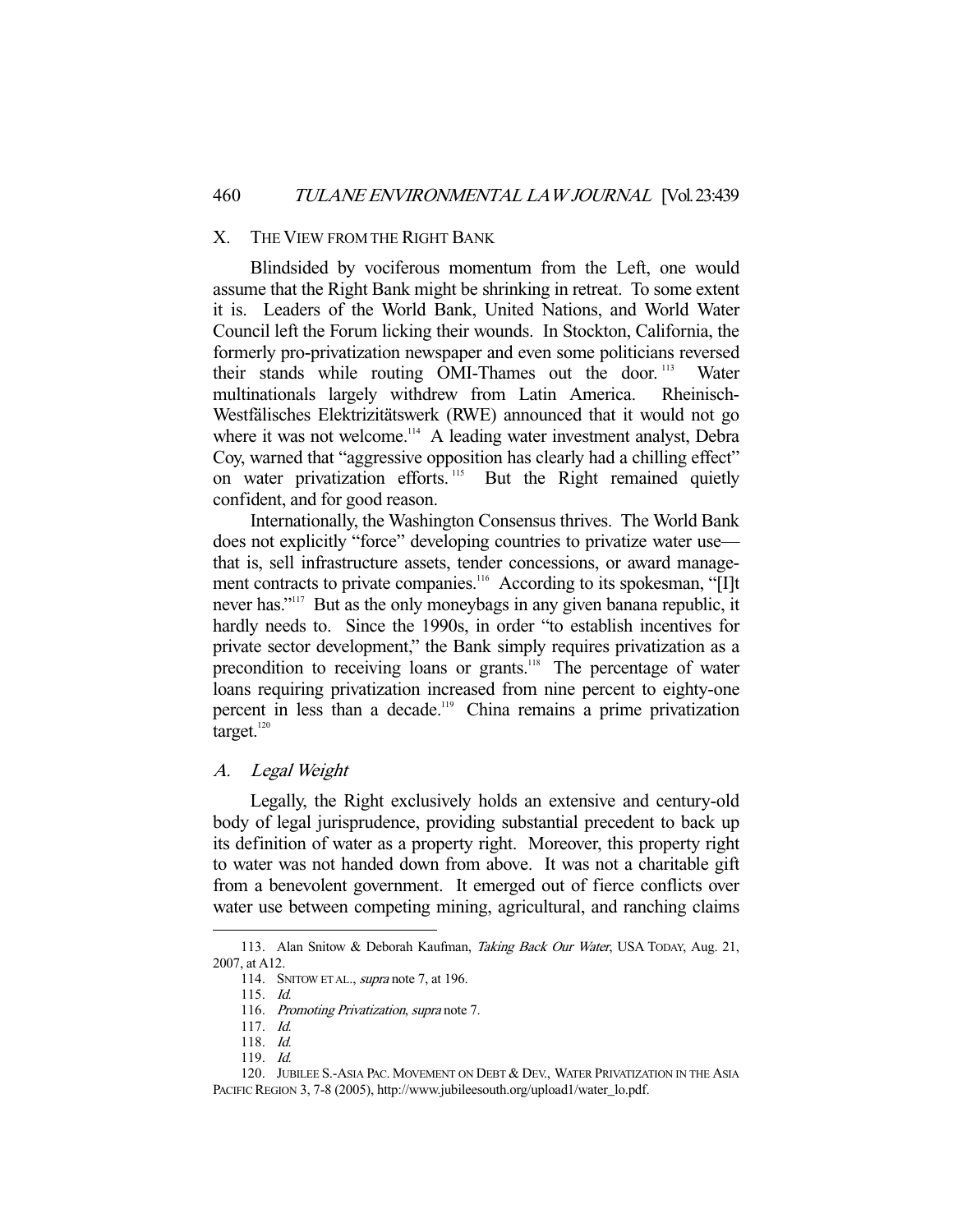## X. THE VIEW FROM THE RIGHT BANK

Blindsided by vociferous momentum from the Left, one would assume that the Right Bank might be shrinking in retreat. To some extent it is. Leaders of the World Bank, United Nations, and World Water Council left the Forum licking their wounds. In Stockton, California, the formerly pro-privatization newspaper and even some politicians reversed their stands while routing OMI-Thames out the door.[113] Water multinationals largely withdrew from Latin America. Rheinisch-Westfälisches Elektrizitätswerk (RWE) announced that it would not go where it was not welcome.[114] A leading water investment analyst, Debra Coy, warned that "aggressive opposition has clearly had a chilling effect" on water privatization efforts.[115] But the Right remained quietly confident, and for good reason.

Internationally, the Washington Consensus thrives. The World Bank does not explicitly "force" developing countries to privatize water use—that is, sell infrastructure assets, tender concessions, or award management contracts to private companies.[116] According to its spokesman, "[I]t never has."[117] But as the only moneybags in any given banana republic, it hardly needs to. Since the 1990s, in order "to establish incentives for private sector development," the Bank simply requires privatization as a precondition to receiving loans or grants.[118] The percentage of water loans requiring privatization increased from nine percent to eighty-one percent in less than a decade.[119] China remains a prime privatization target.[120]

### A. *Legal Weight*

Legally, the Right exclusively holds an extensive and century-old body of legal jurisprudence, providing substantial precedent to back up its definition of water as a property right. Moreover, this property right to water was not handed down from above. It was not a charitable gift from a benevolent government. It emerged out of fierce conflicts over water use between competing mining, agricultural, and ranching claims

---

113. Alan Snitow & Deborah Kaufman, *Taking Back Our Water*, USA TODAY, Aug. 21, 2007, at A12.

114. SNITOW ET AL., *supra* note 7, at 196.

115. *Id.*

116. *Promoting Privatization*, *supra* note 7.

117. *Id.*

118. *Id.*

119. *Id.*

120. JUBILEE S.-ASIA PAC. MOVEMENT ON DEBT & DEV., WATER PRIVATIZATION IN THE ASIA PACIFIC REGION 3, 7-8 (2005), http://www.jubileesouth.org/upload1/water_lo.pdf.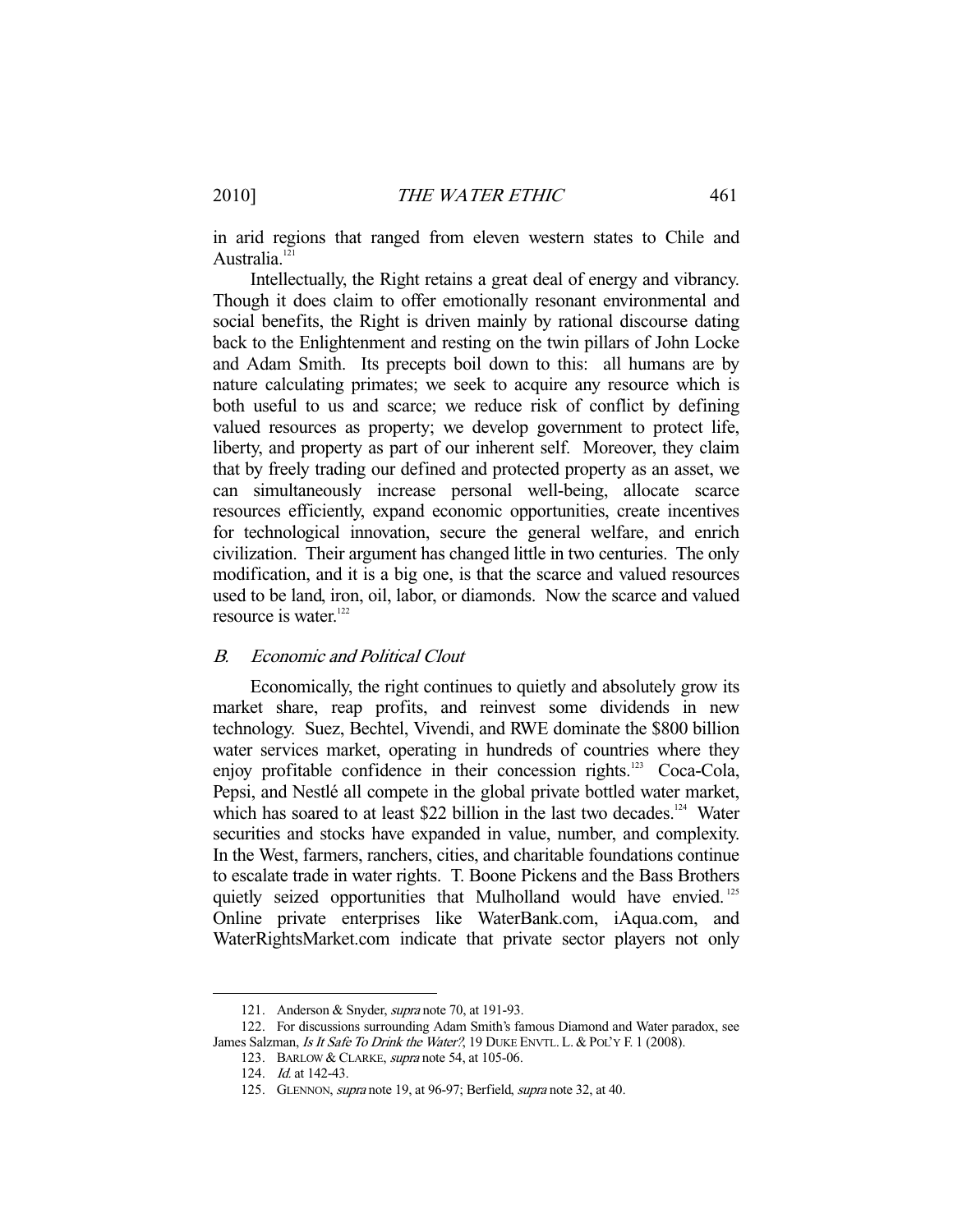in arid regions that ranged from eleven western states to Chile and Australia.[121]

Intellectually, the Right retains a great deal of energy and vibrancy. Though it does claim to offer emotionally resonant environmental and social benefits, the Right is driven mainly by rational discourse dating back to the Enlightenment and resting on the twin pillars of John Locke and Adam Smith. Its precepts boil down to this: all humans are by nature calculating primates; we seek to acquire any resource which is both useful to us and scarce; we reduce risk of conflict by defining valued resources as property; we develop government to protect life, liberty, and property as part of our inherent self. Moreover, they claim that by freely trading our defined and protected property as an asset, we can simultaneously increase personal well-being, allocate scarce resources efficiently, expand economic opportunities, create incentives for technological innovation, secure the general welfare, and enrich civilization. Their argument has changed little in two centuries. The only modification, and it is a big one, is that the scarce and valued resources used to be land, iron, oil, labor, or diamonds. Now the scarce and valued resource is water.[122]

### B. *Economic and Political Clout*

Economically, the right continues to quietly and absolutely grow its market share, reap profits, and reinvest some dividends in new technology. Suez, Bechtel, Vivendi, and RWE dominate the $800 billion water services market, operating in hundreds of countries where they enjoy profitable confidence in their concession rights.[123] Coca-Cola, Pepsi, and Nestlé all compete in the global private bottled water market, which has soared to at least $22 billion in the last two decades.[124] Water securities and stocks have expanded in value, number, and complexity. In the West, farmers, ranchers, cities, and charitable foundations continue to escalate trade in water rights. T. Boone Pickens and the Bass Brothers quietly seized opportunities that Mulholland would have envied.[125] Online private enterprises like WaterBank.com, iAqua.com, and WaterRightsMarket.com indicate that private sector players not only

---

121. Anderson & Snyder, *supra* note 70, at 191-93.

122. For discussions surrounding Adam Smith's famous Diamond and Water paradox, see James Salzman, *Is It Safe To Drink the Water?*, 19 DUKE ENVTL. L. & POL'Y F. 1 (2008).

123. BARLOW & CLARKE, *supra* note 54, at 105-06.

124. *Id.* at 142-43.

125. GLENNON, *supra* note 19, at 96-97; Berfield, *supra* note 32, at 40.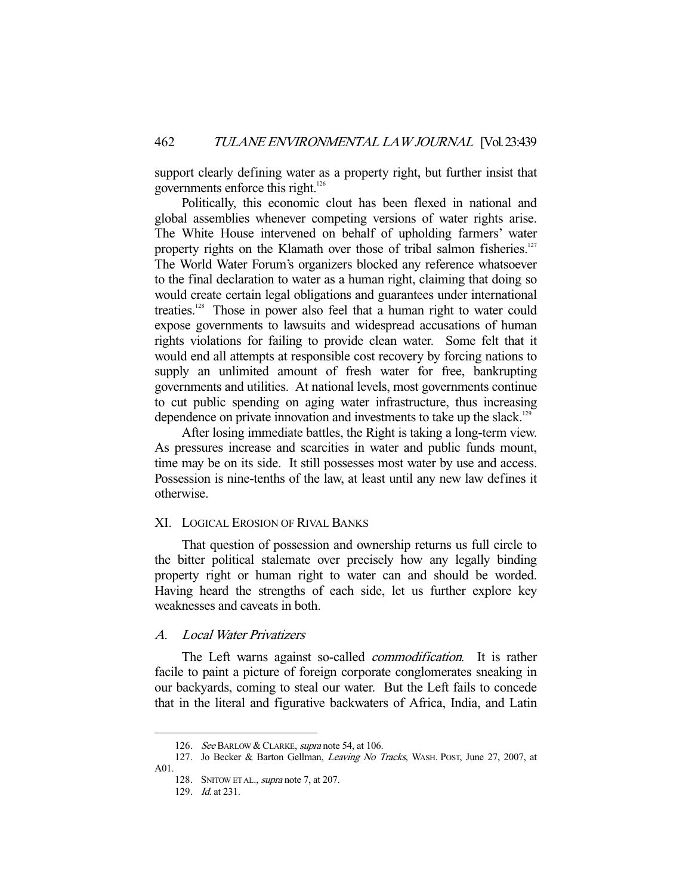support clearly defining water as a property right, but further insist that governments enforce this right.[126]

Politically, this economic clout has been flexed in national and global assemblies whenever competing versions of water rights arise. The White House intervened on behalf of upholding farmers' water property rights on the Klamath over those of tribal salmon fisheries.[127] The World Water Forum's organizers blocked any reference whatsoever to the final declaration to water as a human right, claiming that doing so would create certain legal obligations and guarantees under international treaties.[128] Those in power also feel that a human right to water could expose governments to lawsuits and widespread accusations of human rights violations for failing to provide clean water. Some felt that it would end all attempts at responsible cost recovery by forcing nations to supply an unlimited amount of fresh water for free, bankrupting governments and utilities. At national levels, most governments continue to cut public spending on aging water infrastructure, thus increasing dependence on private innovation and investments to take up the slack.[129]

After losing immediate battles, the Right is taking a long-term view. As pressures increase and scarcities in water and public funds mount, time may be on its side. It still possesses most water by use and access. Possession is nine-tenths of the law, at least until any new law defines it otherwise.

## XI. Logical Erosion of Rival Banks

That question of possession and ownership returns us full circle to the bitter political stalemate over precisely how any legally binding property right or human right to water can and should be worded. Having heard the strengths of each side, let us further explore key weaknesses and caveats in both.

### A. *Local Water Privatizers*

The Left warns against so-called *commodification*. It is rather facile to paint a picture of foreign corporate conglomerates sneaking in our backyards, coming to steal our water. But the Left fails to concede that in the literal and figurative backwaters of Africa, India, and Latin

---

126. *See* Barlow & Clarke, *supra* note 54, at 106.

127. Jo Becker & Barton Gellman, *Leaving No Tracks*, Wash. Post, June 27, 2007, at A01.

128. Snitow et al., *supra* note 7, at 207.

129. *Id.* at 231.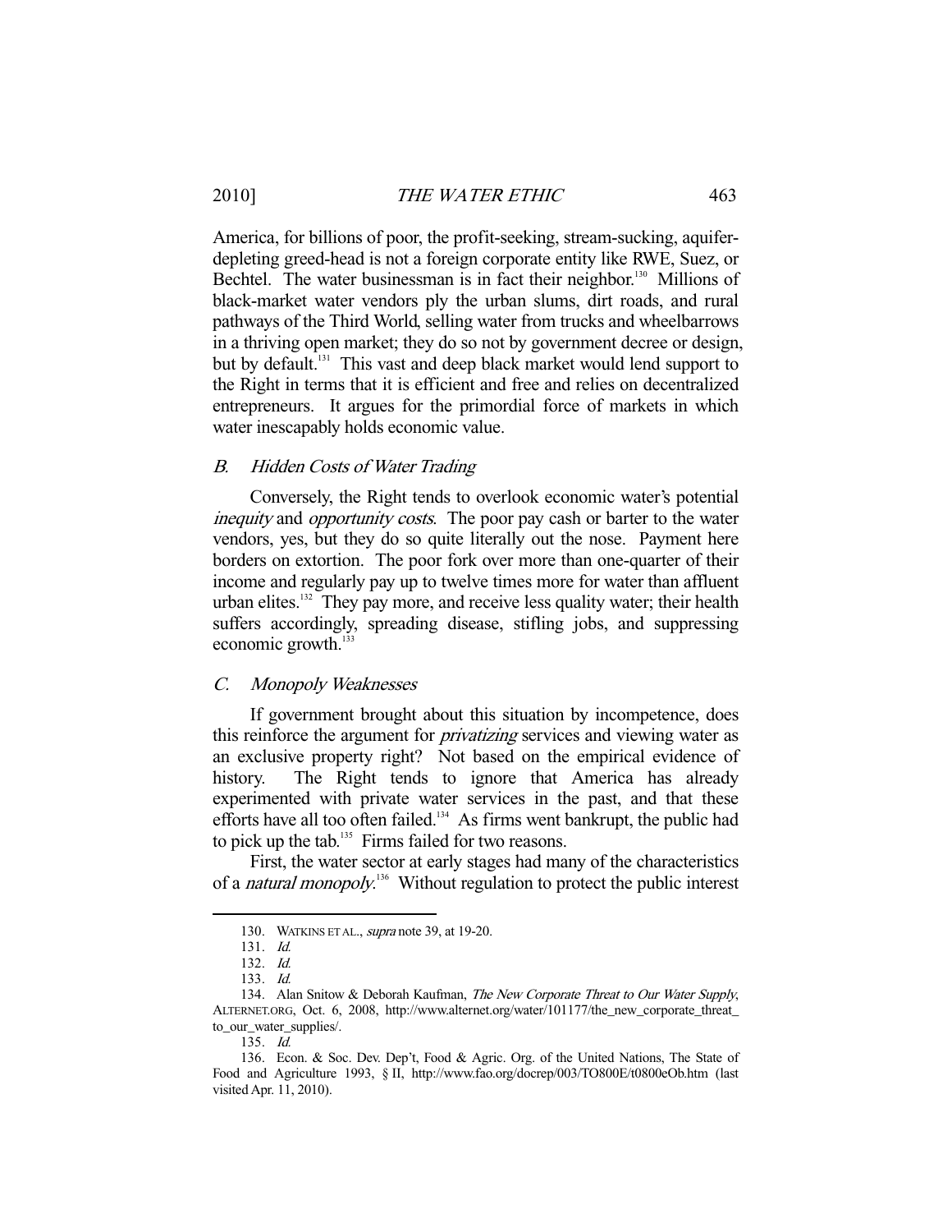America, for billions of poor, the profit-seeking, stream-sucking, aquifer-depleting greed-head is not a foreign corporate entity like RWE, Suez, or Bechtel. The water businessman is in fact their neighbor.[130] Millions of black-market water vendors ply the urban slums, dirt roads, and rural pathways of the Third World, selling water from trucks and wheelbarrows in a thriving open market; they do so not by government decree or design, but by default.[131] This vast and deep black market would lend support to the Right in terms that it is efficient and free and relies on decentralized entrepreneurs. It argues for the primordial force of markets in which water inescapably holds economic value.

### B. *Hidden Costs of Water Trading*

Conversely, the Right tends to overlook economic water's potential *inequity* and *opportunity costs*. The poor pay cash or barter to the water vendors, yes, but they do so quite literally out the nose. Payment here borders on extortion. The poor fork over more than one-quarter of their income and regularly pay up to twelve times more for water than affluent urban elites.[132] They pay more, and receive less quality water; their health suffers accordingly, spreading disease, stifling jobs, and suppressing economic growth.[133]

### C. *Monopoly Weaknesses*

If government brought about this situation by incompetence, does this reinforce the argument for *privatizing* services and viewing water as an exclusive property right? Not based on the empirical evidence of history. The Right tends to ignore that America has already experimented with private water services in the past, and that these efforts have all too often failed.[134] As firms went bankrupt, the public had to pick up the tab.[135] Firms failed for two reasons.

First, the water sector at early stages had many of the characteristics of a *natural monopoly*.[136] Without regulation to protect the public interest

---

130. WATKINS ET AL., *supra* note 39, at 19-20.

131. *Id.*

132. *Id.*

133. *Id.*

134. Alan Snitow & Deborah Kaufman, *The New Corporate Threat to Our Water Supply*, ALTERNET.ORG, Oct. 6, 2008, http://www.alternet.org/water/101177/the_new_corporate_threat_to_our_water_supplies/.

135. *Id.*

136. Econ. & Soc. Dev. Dep't, Food & Agric. Org. of the United Nations, The State of Food and Agriculture 1993, § II, http://www.fao.org/docrep/003/TO800E/t0800eOb.htm (last visited Apr. 11, 2010).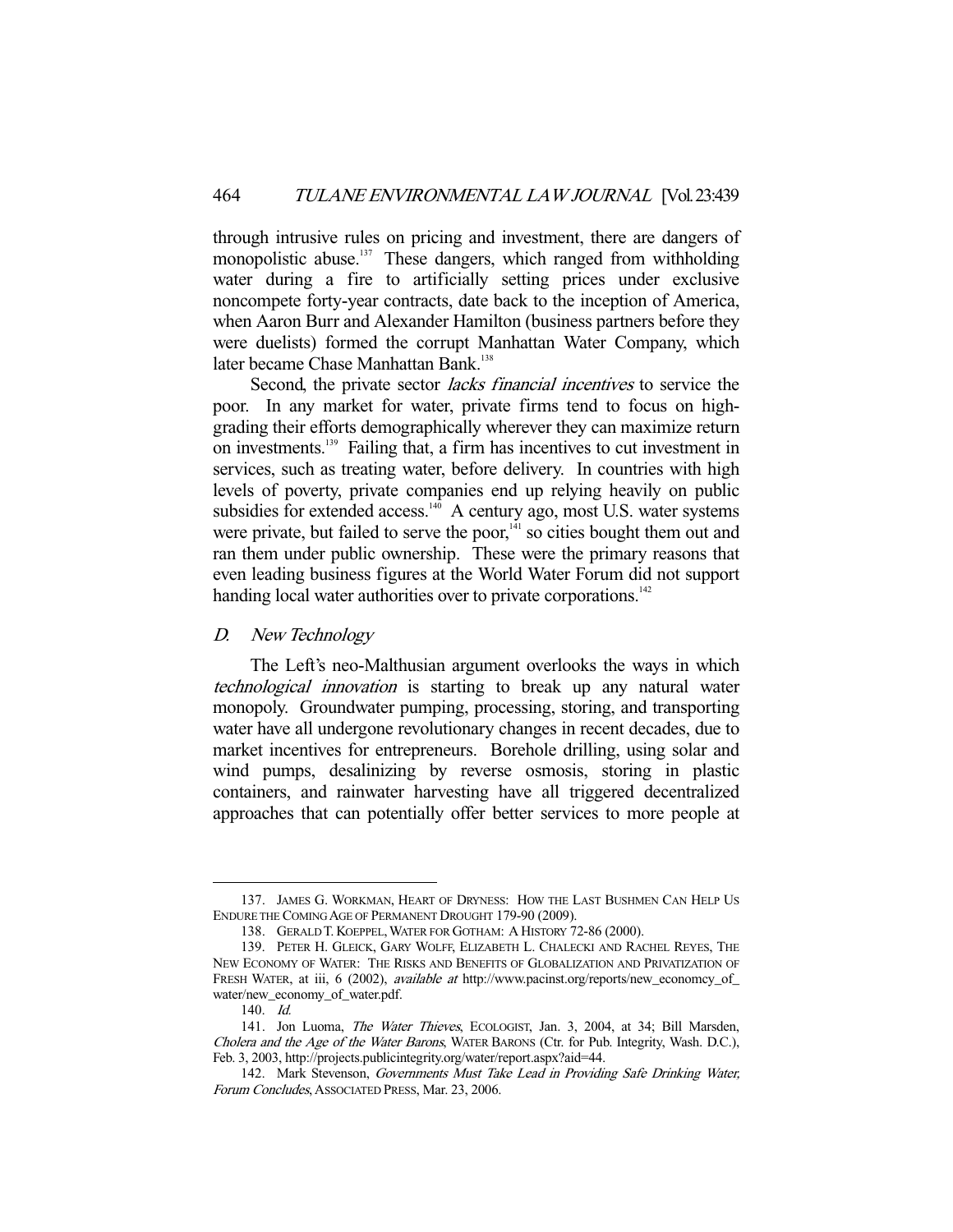through intrusive rules on pricing and investment, there are dangers of monopolistic abuse.[137] These dangers, which ranged from withholding water during a fire to artificially setting prices under exclusive noncompete forty-year contracts, date back to the inception of America, when Aaron Burr and Alexander Hamilton (business partners before they were duelists) formed the corrupt Manhattan Water Company, which later became Chase Manhattan Bank.[138]

Second, the private sector *lacks financial incentives* to service the poor. In any market for water, private firms tend to focus on high-grading their efforts demographically wherever they can maximize return on investments.[139] Failing that, a firm has incentives to cut investment in services, such as treating water, before delivery. In countries with high levels of poverty, private companies end up relying heavily on public subsidies for extended access.[140] A century ago, most U.S. water systems were private, but failed to serve the poor,[141] so cities bought them out and ran them under public ownership. These were the primary reasons that even leading business figures at the World Water Forum did not support handing local water authorities over to private corporations.[142]

### *D. New Technology*

The Left's neo-Malthusian argument overlooks the ways in which *technological innovation* is starting to break up any natural water monopoly. Groundwater pumping, processing, storing, and transporting water have all undergone revolutionary changes in recent decades, due to market incentives for entrepreneurs. Borehole drilling, using solar and wind pumps, desalinizing by reverse osmosis, storing in plastic containers, and rainwater harvesting have all triggered decentralized approaches that can potentially offer better services to more people at

---

137. JAMES G. WORKMAN, HEART OF DRYNESS: HOW THE LAST BUSHMEN CAN HELP US ENDURE THE COMING AGE OF PERMANENT DROUGHT 179-90 (2009).

138. GERALD T. KOEPPEL, WATER FOR GOTHAM: A HISTORY 72-86 (2000).

139. PETER H. GLEICK, GARY WOLFF, ELIZABETH L. CHALECKI AND RACHEL REYES, THE NEW ECONOMY OF WATER: THE RISKS AND BENEFITS OF GLOBALIZATION AND PRIVATIZATION OF FRESH WATER, at iii, 6 (2002), *available at* http://www.pacinst.org/reports/new_economcy_of_water/new_economy_of_water.pdf.

140. *Id.*

141. Jon Luoma, *The Water Thieves*, ECOLOGIST, Jan. 3, 2004, at 34; Bill Marsden, *Cholera and the Age of the Water Barons*, WATER BARONS (Ctr. for Pub. Integrity, Wash. D.C.), Feb. 3, 2003, http://projects.publicintegrity.org/water/report.aspx?aid=44.

142. Mark Stevenson, *Governments Must Take Lead in Providing Safe Drinking Water, Forum Concludes*, ASSOCIATED PRESS, Mar. 23, 2006.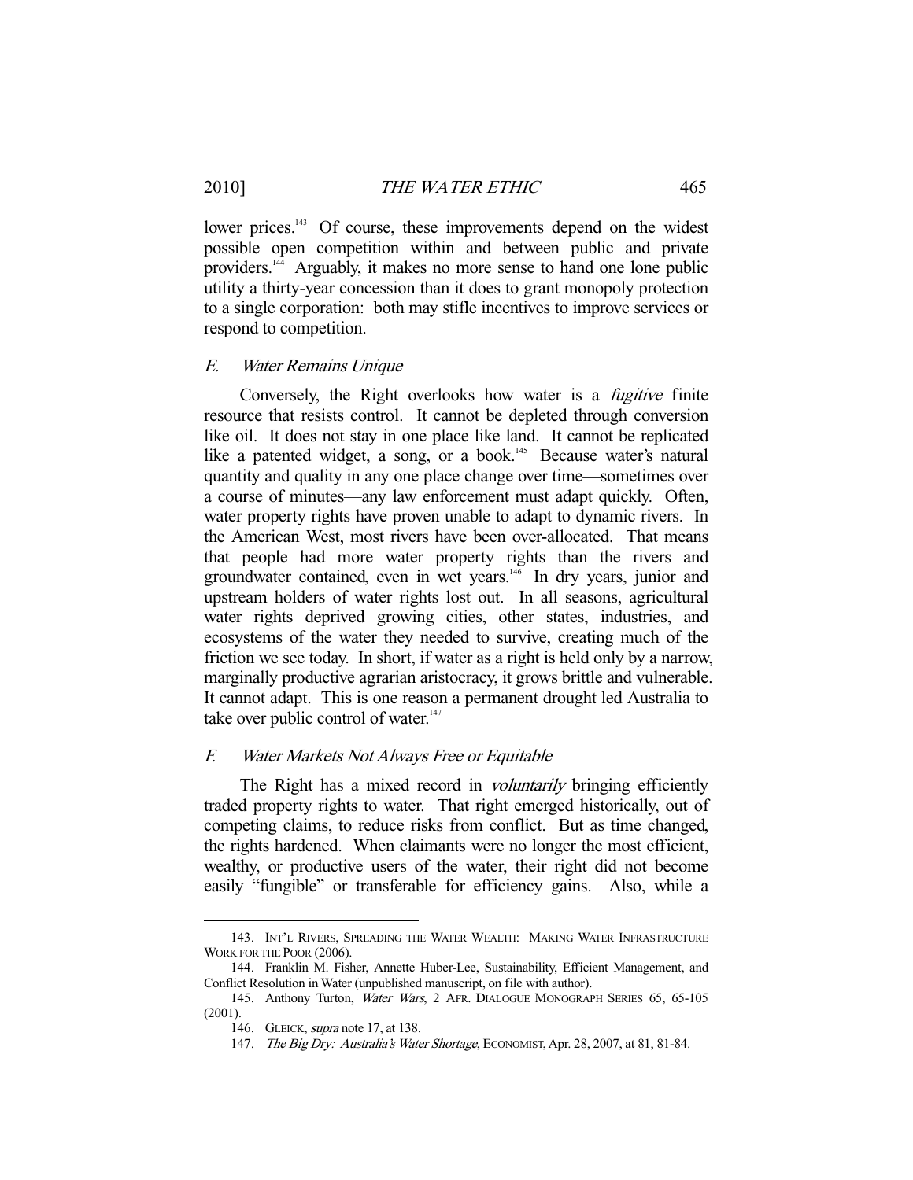lower prices.[143] Of course, these improvements depend on the widest possible open competition within and between public and private providers.[144] Arguably, it makes no more sense to hand one lone public utility a thirty-year concession than it does to grant monopoly protection to a single corporation: both may stifle incentives to improve services or respond to competition.

### *E. Water Remains Unique*

Conversely, the Right overlooks how water is a *fugitive* finite resource that resists control. It cannot be depleted through conversion like oil. It does not stay in one place like land. It cannot be replicated like a patented widget, a song, or a book.[145] Because water's natural quantity and quality in any one place change over time—sometimes over a course of minutes—any law enforcement must adapt quickly. Often, water property rights have proven unable to adapt to dynamic rivers. In the American West, most rivers have been over-allocated. That means that people had more water property rights than the rivers and groundwater contained, even in wet years.[146] In dry years, junior and upstream holders of water rights lost out. In all seasons, agricultural water rights deprived growing cities, other states, industries, and ecosystems of the water they needed to survive, creating much of the friction we see today. In short, if water as a right is held only by a narrow, marginally productive agrarian aristocracy, it grows brittle and vulnerable. It cannot adapt. This is one reason a permanent drought led Australia to take over public control of water.[147]

### *F. Water Markets Not Always Free or Equitable*

The Right has a mixed record in *voluntarily* bringing efficiently traded property rights to water. That right emerged historically, out of competing claims, to reduce risks from conflict. But as time changed, the rights hardened. When claimants were no longer the most efficient, wealthy, or productive users of the water, their right did not become easily "fungible" or transferable for efficiency gains. Also, while a

---

143. INT'L RIVERS, SPREADING THE WATER WEALTH: MAKING WATER INFRASTRUCTURE WORK FOR THE POOR (2006).

144. Franklin M. Fisher, Annette Huber-Lee, Sustainability, Efficient Management, and Conflict Resolution in Water (unpublished manuscript, on file with author).

145. Anthony Turton, *Water Wars*, 2 AFR. DIALOGUE MONOGRAPH SERIES 65, 65-105 (2001).

146. GLEICK, *supra* note 17, at 138.

147. *The Big Dry: Australia's Water Shortage*, ECONOMIST, Apr. 28, 2007, at 81, 81-84.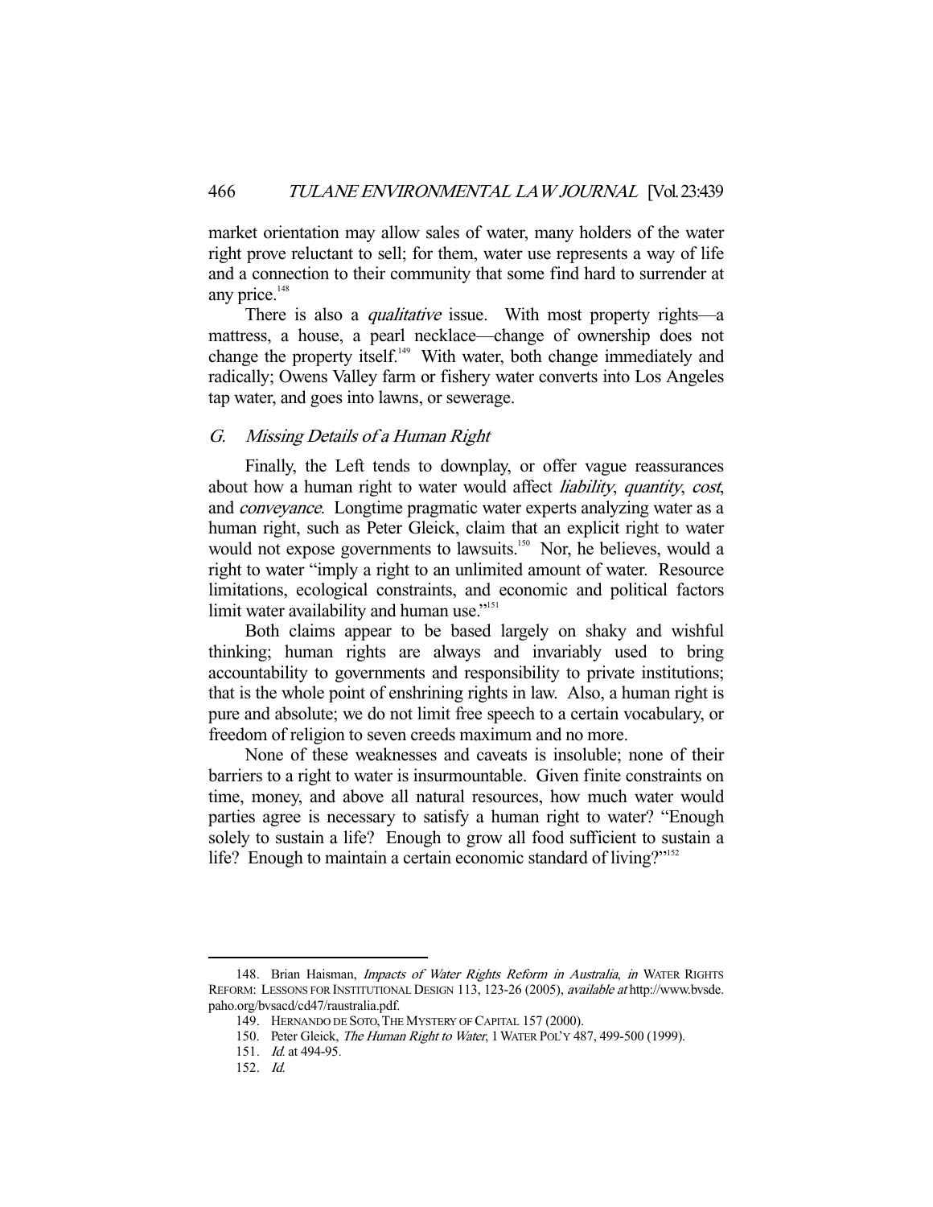market orientation may allow sales of water, many holders of the water right prove reluctant to sell; for them, water use represents a way of life and a connection to their community that some find hard to surrender at any price.[148]

There is also a *qualitative* issue. With most property rights—a mattress, a house, a pearl necklace—change of ownership does not change the property itself.[149] With water, both change immediately and radically; Owens Valley farm or fishery water converts into Los Angeles tap water, and goes into lawns, or sewerage.

### G. *Missing Details of a Human Right*

Finally, the Left tends to downplay, or offer vague reassurances about how a human right to water would affect *liability*, *quantity*, *cost*, and *conveyance*. Longtime pragmatic water experts analyzing water as a human right, such as Peter Gleick, claim that an explicit right to water would not expose governments to lawsuits.[150] Nor, he believes, would a right to water "imply a right to an unlimited amount of water. Resource limitations, ecological constraints, and economic and political factors limit water availability and human use."[151]

Both claims appear to be based largely on shaky and wishful thinking; human rights are always and invariably used to bring accountability to governments and responsibility to private institutions; that is the whole point of enshrining rights in law. Also, a human right is pure and absolute; we do not limit free speech to a certain vocabulary, or freedom of religion to seven creeds maximum and no more.

None of these weaknesses and caveats is insoluble; none of their barriers to a right to water is insurmountable. Given finite constraints on time, money, and above all natural resources, how much water would parties agree is necessary to satisfy a human right to water? "Enough solely to sustain a life? Enough to grow all food sufficient to sustain a life? Enough to maintain a certain economic standard of living?"[152]

---

148. Brian Haisman, *Impacts of Water Rights Reform in Australia*, *in* WATER RIGHTS REFORM: LESSONS FOR INSTITUTIONAL DESIGN 113, 123-26 (2005), *available at* http://www.bvsde.paho.org/bvsacd/cd47/raustralia.pdf.

149. HERNANDO DE SOTO, THE MYSTERY OF CAPITAL 157 (2000).

150. Peter Gleick, *The Human Right to Water*, 1 WATER POL'Y 487, 499-500 (1999).

151. *Id.* at 494-95.

152. *Id.*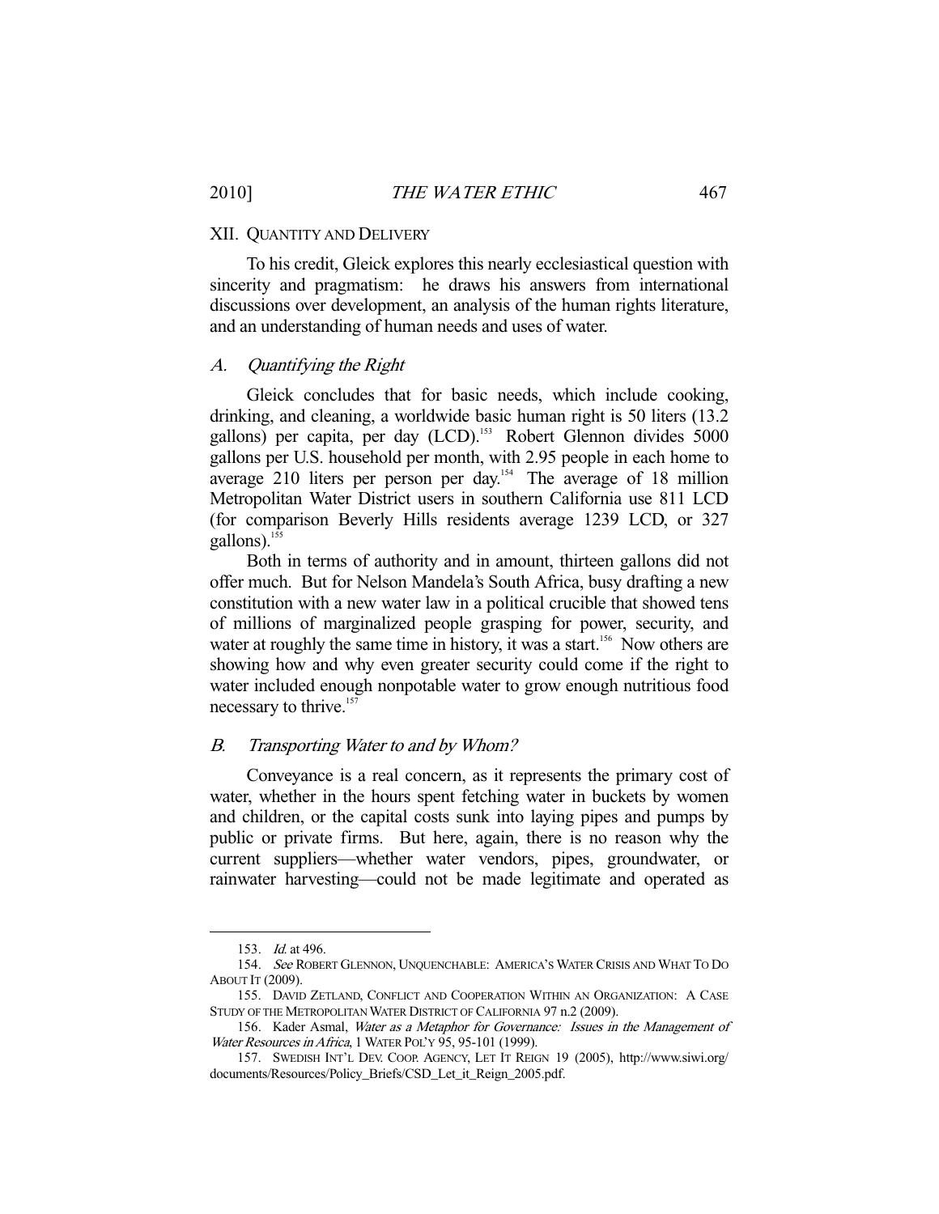## XII. Quantity and Delivery

To his credit, Gleick explores this nearly ecclesiastical question with sincerity and pragmatism: he draws his answers from international discussions over development, an analysis of the human rights literature, and an understanding of human needs and uses of water.

### *A. Quantifying the Right*

Gleick concludes that for basic needs, which include cooking, drinking, and cleaning, a worldwide basic human right is 50 liters (13.2 gallons) per capita, per day (LCD).[153] Robert Glennon divides 5000 gallons per U.S. household per month, with 2.95 people in each home to average 210 liters per person per day.[154] The average of 18 million Metropolitan Water District users in southern California use 811 LCD (for comparison Beverly Hills residents average 1239 LCD, or 327 gallons).[155]

Both in terms of authority and in amount, thirteen gallons did not offer much. But for Nelson Mandela's South Africa, busy drafting a new constitution with a new water law in a political crucible that showed tens of millions of marginalized people grasping for power, security, and water at roughly the same time in history, it was a start.[156] Now others are showing how and why even greater security could come if the right to water included enough nonpotable water to grow enough nutritious food necessary to thrive.[157]

### *B. Transporting Water to and by Whom?*

Conveyance is a real concern, as it represents the primary cost of water, whether in the hours spent fetching water in buckets by women and children, or the capital costs sunk into laying pipes and pumps by public or private firms. But here, again, there is no reason why the current suppliers—whether water vendors, pipes, groundwater, or rainwater harvesting—could not be made legitimate and operated as

---

153. *Id.* at 496.

154. *See* ROBERT GLENNON, UNQUENCHABLE: AMERICA'S WATER CRISIS AND WHAT TO DO ABOUT IT (2009).

155. DAVID ZETLAND, CONFLICT AND COOPERATION WITHIN AN ORGANIZATION: A CASE STUDY OF THE METROPOLITAN WATER DISTRICT OF CALIFORNIA 97 n.2 (2009).

156. Kader Asmal, *Water as a Metaphor for Governance: Issues in the Management of Water Resources in Africa*, 1 WATER POL'Y 95, 95-101 (1999).

157. SWEDISH INT'L DEV. COOP. AGENCY, LET IT REIGN 19 (2005), http://www.siwi.org/documents/Resources/Policy_Briefs/CSD_Let_it_Reign_2005.pdf.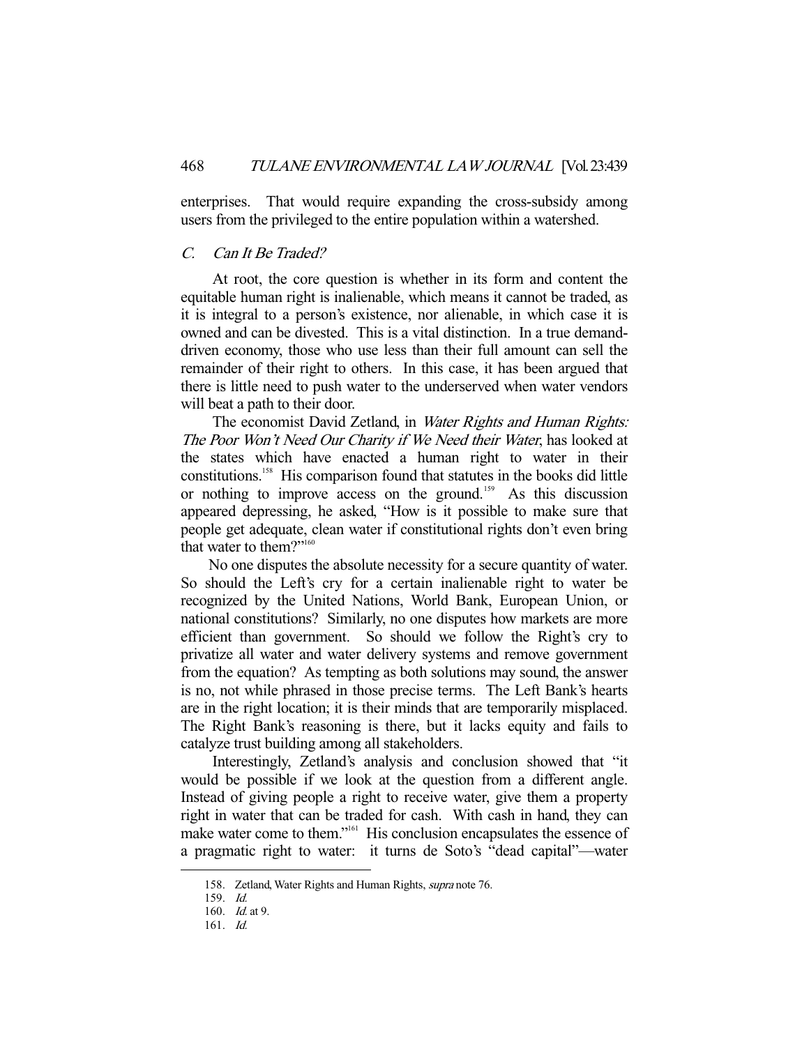enterprises. That would require expanding the cross-subsidy among users from the privileged to the entire population within a watershed.

### C. *Can It Be Traded?*

At root, the core question is whether in its form and content the equitable human right is inalienable, which means it cannot be traded, as it is integral to a person's existence, nor alienable, in which case it is owned and can be divested. This is a vital distinction. In a true demand-driven economy, those who use less than their full amount can sell the remainder of their right to others. In this case, it has been argued that there is little need to push water to the underserved when water vendors will beat a path to their door.

The economist David Zetland, in *Water Rights and Human Rights: The Poor Won't Need Our Charity if We Need their Water*, has looked at the states which have enacted a human right to water in their constitutions.[158] His comparison found that statutes in the books did little or nothing to improve access on the ground.[159] As this discussion appeared depressing, he asked, "How is it possible to make sure that people get adequate, clean water if constitutional rights don't even bring that water to them?"[160]

No one disputes the absolute necessity for a secure quantity of water. So should the Left's cry for a certain inalienable right to water be recognized by the United Nations, World Bank, European Union, or national constitutions? Similarly, no one disputes how markets are more efficient than government. So should we follow the Right's cry to privatize all water and water delivery systems and remove government from the equation? As tempting as both solutions may sound, the answer is no, not while phrased in those precise terms. The Left Bank's hearts are in the right location; it is their minds that are temporarily misplaced. The Right Bank's reasoning is there, but it lacks equity and fails to catalyze trust building among all stakeholders.

Interestingly, Zetland's analysis and conclusion showed that "it would be possible if we look at the question from a different angle. Instead of giving people a right to receive water, give them a property right in water that can be traded for cash. With cash in hand, they can make water come to them."[161] His conclusion encapsulates the essence of a pragmatic right to water: it turns de Soto's "dead capital"—water

---

158. Zetland, Water Rights and Human Rights, *supra* note 76.

159. *Id.*

160. *Id.* at 9.

161. *Id.*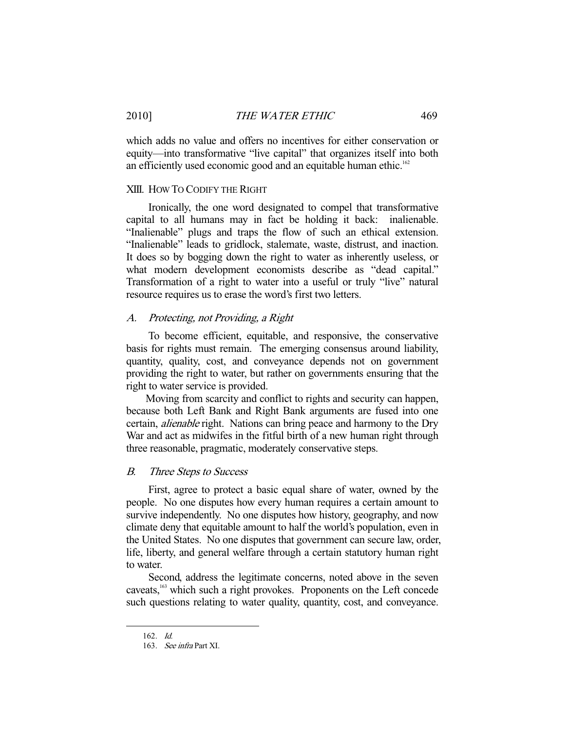which adds no value and offers no incentives for either conservation or equity—into transformative "live capital" that organizes itself into both an efficiently used economic good and an equitable human ethic.[162]

## XIII. HOW TO CODIFY THE RIGHT

Ironically, the one word designated to compel that transformative capital to all humans may in fact be holding it back: inalienable. "Inalienable" plugs and traps the flow of such an ethical extension. "Inalienable" leads to gridlock, stalemate, waste, distrust, and inaction. It does so by bogging down the right to water as inherently useless, or what modern development economists describe as "dead capital." Transformation of a right to water into a useful or truly "live" natural resource requires us to erase the word's first two letters.

### *A. Protecting, not Providing, a Right*

To become efficient, equitable, and responsive, the conservative basis for rights must remain. The emerging consensus around liability, quantity, quality, cost, and conveyance depends not on government providing the right to water, but rather on governments ensuring that the right to water service is provided.

Moving from scarcity and conflict to rights and security can happen, because both Left Bank and Right Bank arguments are fused into one certain, *alienable* right. Nations can bring peace and harmony to the Dry War and act as midwifes in the fitful birth of a new human right through three reasonable, pragmatic, moderately conservative steps.

### *B. Three Steps to Success*

First, agree to protect a basic equal share of water, owned by the people. No one disputes how every human requires a certain amount to survive independently. No one disputes how history, geography, and now climate deny that equitable amount to half the world's population, even in the United States. No one disputes that government can secure law, order, life, liberty, and general welfare through a certain statutory human right to water.

Second, address the legitimate concerns, noted above in the seven caveats,[163] which such a right provokes. Proponents on the Left concede such questions relating to water quality, quantity, cost, and conveyance.

---

162. *Id.*

163. *See infra* Part XI.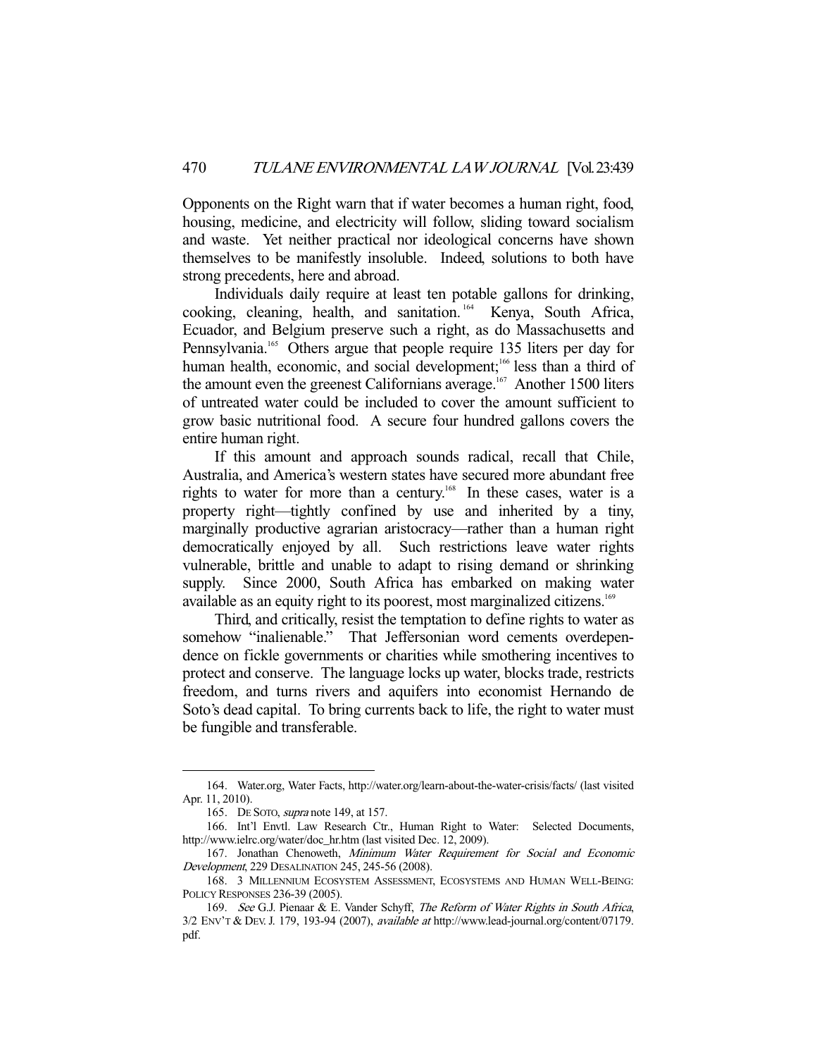Opponents on the Right warn that if water becomes a human right, food, housing, medicine, and electricity will follow, sliding toward socialism and waste. Yet neither practical nor ideological concerns have shown themselves to be manifestly insoluble. Indeed, solutions to both have strong precedents, here and abroad.

Individuals daily require at least ten potable gallons for drinking, cooking, cleaning, health, and sanitation.[164] Kenya, South Africa, Ecuador, and Belgium preserve such a right, as do Massachusetts and Pennsylvania.[165] Others argue that people require 135 liters per day for human health, economic, and social development;[166] less than a third of the amount even the greenest Californians average.[167] Another 1500 liters of untreated water could be included to cover the amount sufficient to grow basic nutritional food. A secure four hundred gallons covers the entire human right.

If this amount and approach sounds radical, recall that Chile, Australia, and America's western states have secured more abundant free rights to water for more than a century.[168] In these cases, water is a property right—tightly confined by use and inherited by a tiny, marginally productive agrarian aristocracy—rather than a human right democratically enjoyed by all. Such restrictions leave water rights vulnerable, brittle and unable to adapt to rising demand or shrinking supply. Since 2000, South Africa has embarked on making water available as an equity right to its poorest, most marginalized citizens.[169]

Third, and critically, resist the temptation to define rights to water as somehow "inalienable." That Jeffersonian word cements overdependence on fickle governments or charities while smothering incentives to protect and conserve. The language locks up water, blocks trade, restricts freedom, and turns rivers and aquifers into economist Hernando de Soto's dead capital. To bring currents back to life, the right to water must be fungible and transferable.

---

164. Water.org, Water Facts, http://water.org/learn-about-the-water-crisis/facts/ (last visited Apr. 11, 2010).

165. DE SOTO, *supra* note 149, at 157.

166. Int'l Envtl. Law Research Ctr., Human Right to Water: Selected Documents, http://www.ielrc.org/water/doc_hr.htm (last visited Dec. 12, 2009).

167. Jonathan Chenoweth, *Minimum Water Requirement for Social and Economic Development*, 229 DESALINATION 245, 245-56 (2008).

168. 3 MILLENNIUM ECOSYSTEM ASSESSMENT, ECOSYSTEMS AND HUMAN WELL-BEING: POLICY RESPONSES 236-39 (2005).

169. *See* G.J. Pienaar & E. Vander Schyff, *The Reform of Water Rights in South Africa*, 3/2 ENV'T & DEV. J. 179, 193-94 (2007), *available at* http://www.lead-journal.org/content/07179.pdf.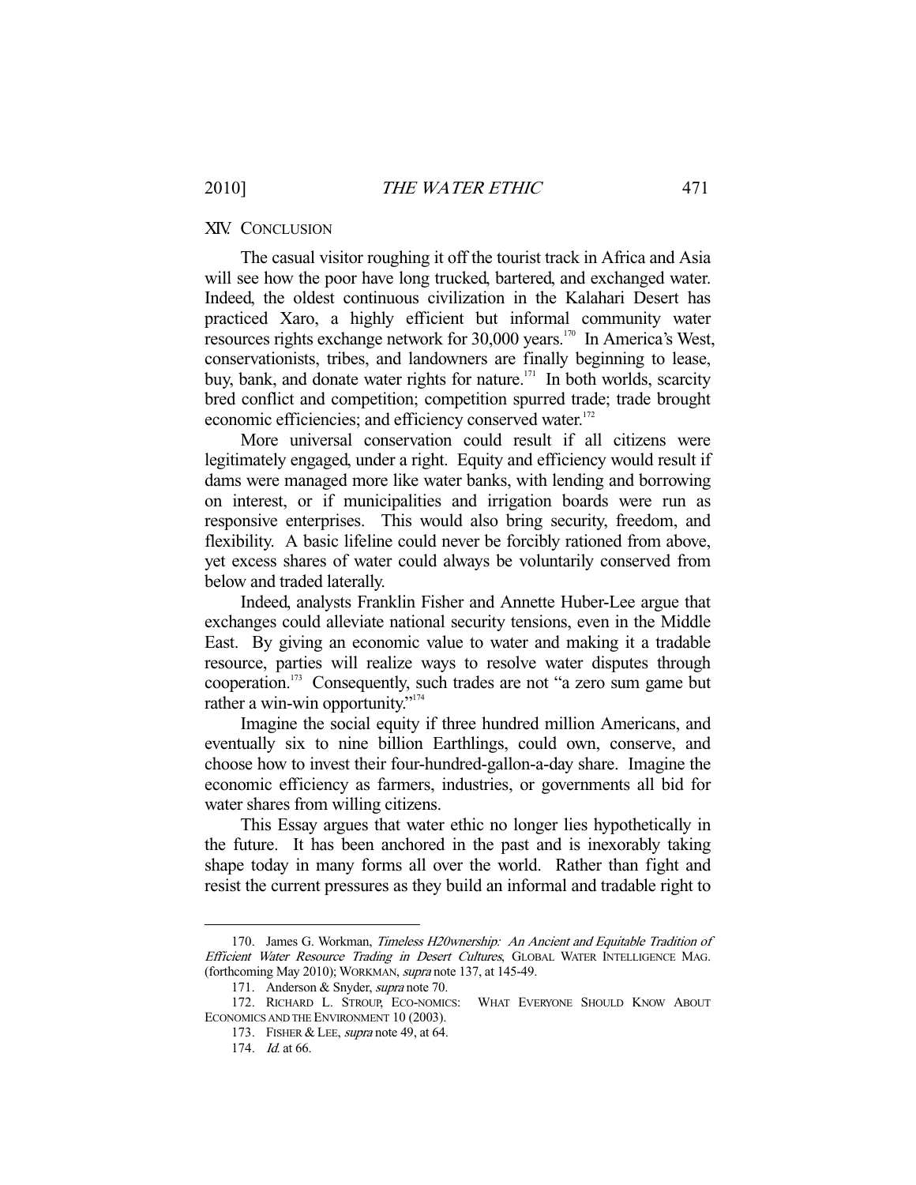## XIV. CONCLUSION

The casual visitor roughing it off the tourist track in Africa and Asia will see how the poor have long trucked, bartered, and exchanged water. Indeed, the oldest continuous civilization in the Kalahari Desert has practiced Xaro, a highly efficient but informal community water resources rights exchange network for 30,000 years.[170] In America's West, conservationists, tribes, and landowners are finally beginning to lease, buy, bank, and donate water rights for nature.[171] In both worlds, scarcity bred conflict and competition; competition spurred trade; trade brought economic efficiencies; and efficiency conserved water.[172]

More universal conservation could result if all citizens were legitimately engaged, under a right. Equity and efficiency would result if dams were managed more like water banks, with lending and borrowing on interest, or if municipalities and irrigation boards were run as responsive enterprises. This would also bring security, freedom, and flexibility. A basic lifeline could never be forcibly rationed from above, yet excess shares of water could always be voluntarily conserved from below and traded laterally.

Indeed, analysts Franklin Fisher and Annette Huber-Lee argue that exchanges could alleviate national security tensions, even in the Middle East. By giving an economic value to water and making it a tradable resource, parties will realize ways to resolve water disputes through cooperation.[173] Consequently, such trades are not "a zero sum game but rather a win-win opportunity."[174]

Imagine the social equity if three hundred million Americans, and eventually six to nine billion Earthlings, could own, conserve, and choose how to invest their four-hundred-gallon-a-day share. Imagine the economic efficiency as farmers, industries, or governments all bid for water shares from willing citizens.

This Essay argues that water ethic no longer lies hypothetically in the future. It has been anchored in the past and is inexorably taking shape today in many forms all over the world. Rather than fight and resist the current pressures as they build an informal and tradable right to

---

170. James G. Workman, *Timeless H20wnership: An Ancient and Equitable Tradition of Efficient Water Resource Trading in Desert Cultures*, GLOBAL WATER INTELLIGENCE MAG. (forthcoming May 2010); WORKMAN, *supra* note 137, at 145-49.

171. Anderson & Snyder, *supra* note 70.

172. RICHARD L. STROUP, ECO-NOMICS: WHAT EVERYONE SHOULD KNOW ABOUT ECONOMICS AND THE ENVIRONMENT 10 (2003).

173. FISHER & LEE, *supra* note 49, at 64.

174. *Id.* at 66.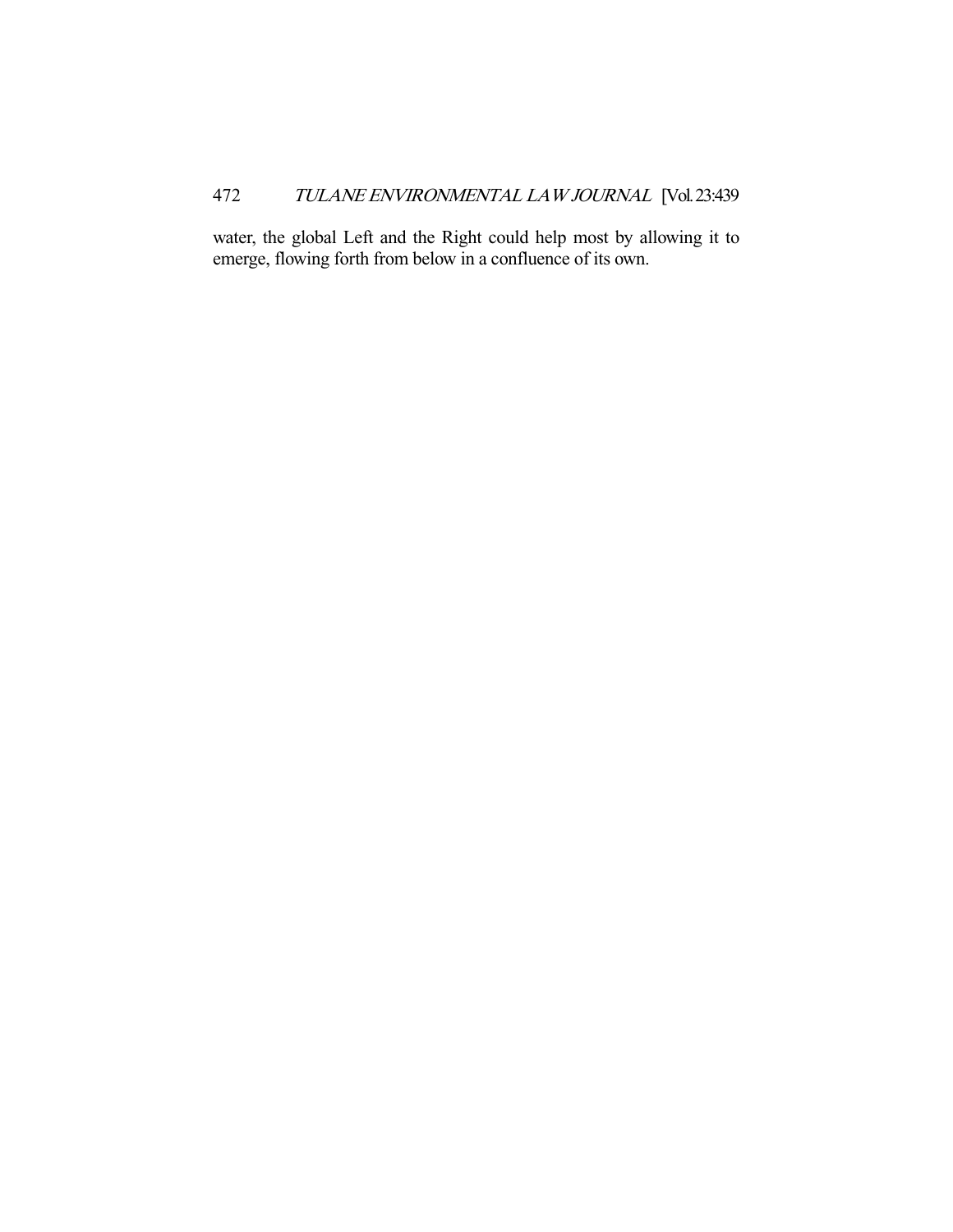water, the global Left and the Right could help most by allowing it to emerge, flowing forth from below in a confluence of its own.